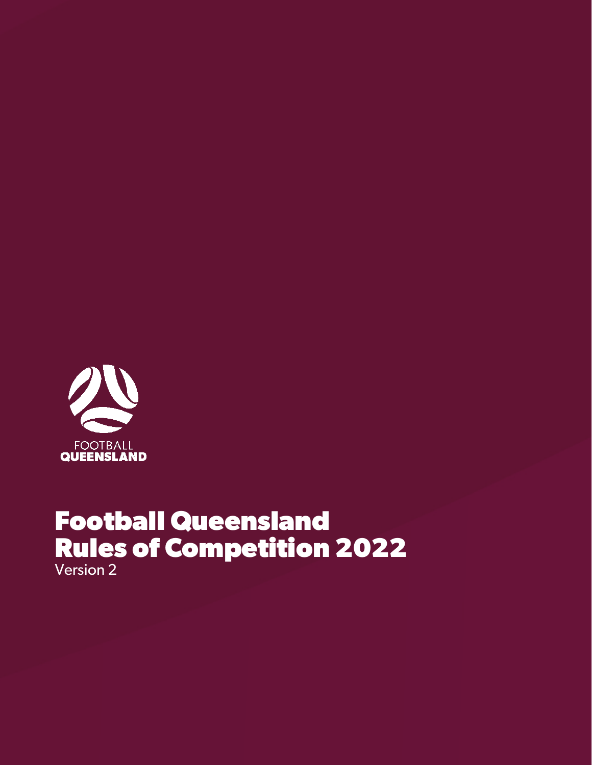FOOTBALL
QUEENSLAND

# Football Queensland Rules of Competition 2022

Version 2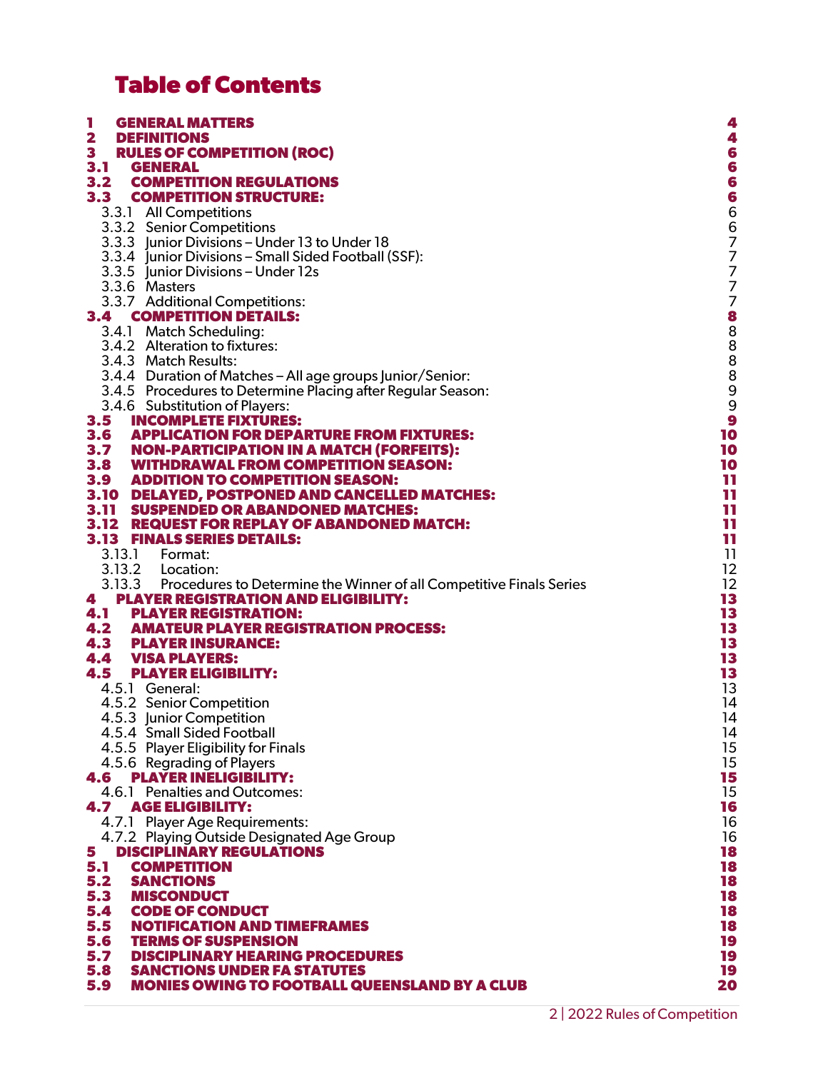# Table of Contents

| | | |
|---|---|---|
| **1** | **GENERAL MATTERS** | **4** |
| **2** | **DEFINITIONS** | **4** |
| **3** | **RULES OF COMPETITION (ROC)** | **6** |
| **3.1** | **GENERAL** | **6** |
| **3.2** | **COMPETITION REGULATIONS** | **6** |
| **3.3** | **COMPETITION STRUCTURE:** | **6** |
| 3.3.1 | All Competitions | 6 |
| 3.3.2 | Senior Competitions | 6 |
| 3.3.3 | Junior Divisions – Under 13 to Under 18 | 7 |
| 3.3.4 | Junior Divisions – Small Sided Football (SSF): | 7 |
| 3.3.5 | Junior Divisions – Under 12s | 7 |
| 3.3.6 | Masters | 7 |
| 3.3.7 | Additional Competitions: | 7 |
| **3.4** | **COMPETITION DETAILS:** | **8** |
| 3.4.1 | Match Scheduling: | 8 |
| 3.4.2 | Alteration to fixtures: | 8 |
| 3.4.3 | Match Results: | 8 |
| 3.4.4 | Duration of Matches – All age groups Junior/Senior: | 8 |
| 3.4.5 | Procedures to Determine Placing after Regular Season: | 9 |
| 3.4.6 | Substitution of Players: | 9 |
| **3.5** | **INCOMPLETE FIXTURES:** | **9** |
| **3.6** | **APPLICATION FOR DEPARTURE FROM FIXTURES:** | **10** |
| **3.7** | **NON-PARTICIPATION IN A MATCH (FORFEITS):** | **10** |
| **3.8** | **WITHDRAWAL FROM COMPETITION SEASON:** | **10** |
| **3.9** | **ADDITION TO COMPETITION SEASON:** | **11** |
| **3.10** | **DELAYED, POSTPONED AND CANCELLED MATCHES:** | **11** |
| **3.11** | **SUSPENDED OR ABANDONED MATCHES:** | **11** |
| **3.12** | **REQUEST FOR REPLAY OF ABANDONED MATCH:** | **11** |
| **3.13** | **FINALS SERIES DETAILS:** | **11** |
| 3.13.1 | Format: | 11 |
| 3.13.2 | Location: | 12 |
| 3.13.3 | Procedures to Determine the Winner of all Competitive Finals Series | 12 |
| **4** | **PLAYER REGISTRATION AND ELIGIBILITY:** | **13** |
| **4.1** | **PLAYER REGISTRATION:** | **13** |
| **4.2** | **AMATEUR PLAYER REGISTRATION PROCESS:** | **13** |
| **4.3** | **PLAYER INSURANCE:** | **13** |
| **4.4** | **VISA PLAYERS:** | **13** |
| **4.5** | **PLAYER ELIGIBILITY:** | **13** |
| 4.5.1 | General: | 13 |
| 4.5.2 | Senior Competition | 14 |
| 4.5.3 | Junior Competition | 14 |
| 4.5.4 | Small Sided Football | 14 |
| 4.5.5 | Player Eligibility for Finals | 15 |
| 4.5.6 | Regrading of Players | 15 |
| **4.6** | **PLAYER INELIGIBILITY:** | **15** |
| 4.6.1 | Penalties and Outcomes: | 15 |
| **4.7** | **AGE ELIGIBILITY:** | **16** |
| 4.7.1 | Player Age Requirements: | 16 |
| 4.7.2 | Playing Outside Designated Age Group | 16 |
| **5** | **DISCIPLINARY REGULATIONS** | **18** |
| **5.1** | **COMPETITION** | **18** |
| **5.2** | **SANCTIONS** | **18** |
| **5.3** | **MISCONDUCT** | **18** |
| **5.4** | **CODE OF CONDUCT** | **18** |
| **5.5** | **NOTIFICATION AND TIMEFRAMES** | **18** |
| **5.6** | **TERMS OF SUSPENSION** | **19** |
| **5.7** | **DISCIPLINARY HEARING PROCEDURES** | **19** |
| **5.8** | **SANCTIONS UNDER FA STATUTES** | **19** |
| **5.9** | **MONIES OWING TO FOOTBALL QUEENSLAND BY A CLUB** | **20** |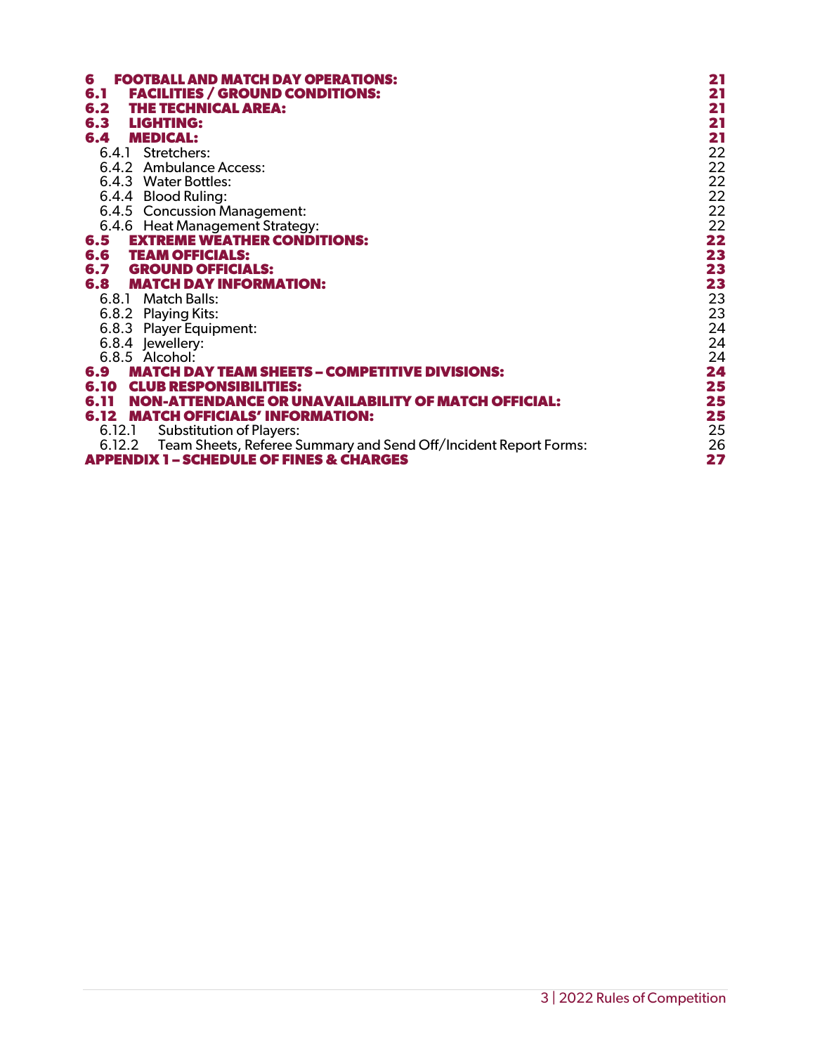| | |
|---|---|
| **6 FOOTBALL AND MATCH DAY OPERATIONS:** | **21** |
| **6.1 FACILITIES / GROUND CONDITIONS:** | **21** |
| **6.2 THE TECHNICAL AREA:** | **21** |
| **6.3 LIGHTING:** | **21** |
| **6.4 MEDICAL:** | **21** |
| 6.4.1 Stretchers: | 22 |
| 6.4.2 Ambulance Access: | 22 |
| 6.4.3 Water Bottles: | 22 |
| 6.4.4 Blood Ruling: | 22 |
| 6.4.5 Concussion Management: | 22 |
| 6.4.6 Heat Management Strategy: | 22 |
| **6.5 EXTREME WEATHER CONDITIONS:** | **22** |
| **6.6 TEAM OFFICIALS:** | **23** |
| **6.7 GROUND OFFICIALS:** | **23** |
| **6.8 MATCH DAY INFORMATION:** | **23** |
| 6.8.1 Match Balls: | 23 |
| 6.8.2 Playing Kits: | 23 |
| 6.8.3 Player Equipment: | 24 |
| 6.8.4 Jewellery: | 24 |
| 6.8.5 Alcohol: | 24 |
| **6.9 MATCH DAY TEAM SHEETS – COMPETITIVE DIVISIONS:** | **24** |
| **6.10 CLUB RESPONSIBILITIES:** | **25** |
| **6.11 NON-ATTENDANCE OR UNAVAILABILITY OF MATCH OFFICIAL:** | **25** |
| **6.12 MATCH OFFICIALS' INFORMATION:** | **25** |
| 6.12.1 Substitution of Players: | 25 |
| 6.12.2 Team Sheets, Referee Summary and Send Off/Incident Report Forms: | 26 |
| **APPENDIX 1 – SCHEDULE OF FINES & CHARGES** | **27** |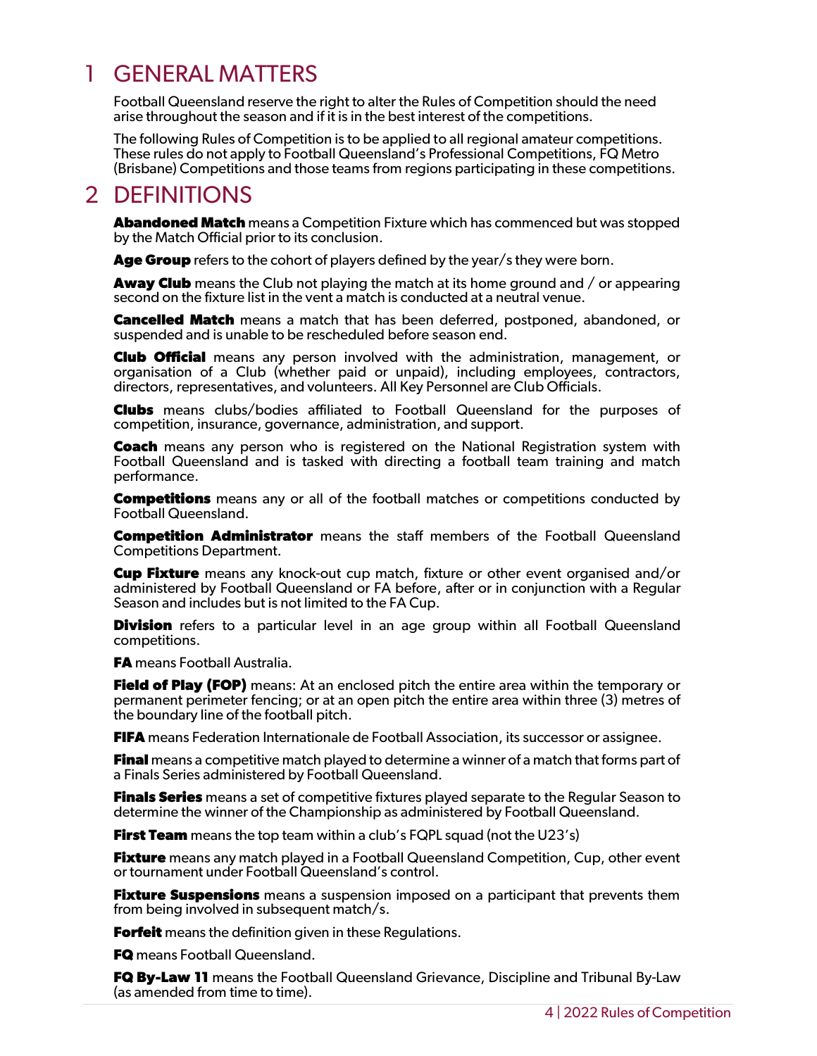# 1 GENERAL MATTERS

Football Queensland reserve the right to alter the Rules of Competition should the need arise throughout the season and if it is in the best interest of the competitions.

The following Rules of Competition is to be applied to all regional amateur competitions. These rules do not apply to Football Queensland's Professional Competitions, FQ Metro (Brisbane) Competitions and those teams from regions participating in these competitions.

# 2 DEFINITIONS

**Abandoned Match** means a Competition Fixture which has commenced but was stopped by the Match Official prior to its conclusion.

**Age Group** refers to the cohort of players defined by the year/s they were born.

**Away Club** means the Club not playing the match at its home ground and / or appearing second on the fixture list in the vent a match is conducted at a neutral venue.

**Cancelled Match** means a match that has been deferred, postponed, abandoned, or suspended and is unable to be rescheduled before season end.

**Club Official** means any person involved with the administration, management, or organisation of a Club (whether paid or unpaid), including employees, contractors, directors, representatives, and volunteers. All Key Personnel are Club Officials.

**Clubs** means clubs/bodies affiliated to Football Queensland for the purposes of competition, insurance, governance, administration, and support.

**Coach** means any person who is registered on the National Registration system with Football Queensland and is tasked with directing a football team training and match performance.

**Competitions** means any or all of the football matches or competitions conducted by Football Queensland.

**Competition Administrator** means the staff members of the Football Queensland Competitions Department.

**Cup Fixture** means any knock-out cup match, fixture or other event organised and/or administered by Football Queensland or FA before, after or in conjunction with a Regular Season and includes but is not limited to the FA Cup.

**Division** refers to a particular level in an age group within all Football Queensland competitions.

**FA** means Football Australia.

**Field of Play (FOP)** means: At an enclosed pitch the entire area within the temporary or permanent perimeter fencing; or at an open pitch the entire area within three (3) metres of the boundary line of the football pitch.

**FIFA** means Federation Internationale de Football Association, its successor or assignee.

**Final** means a competitive match played to determine a winner of a match that forms part of a Finals Series administered by Football Queensland.

**Finals Series** means a set of competitive fixtures played separate to the Regular Season to determine the winner of the Championship as administered by Football Queensland.

**First Team** means the top team within a club's FQPL squad (not the U23's)

**Fixture** means any match played in a Football Queensland Competition, Cup, other event or tournament under Football Queensland's control.

**Fixture Suspensions** means a suspension imposed on a participant that prevents them from being involved in subsequent match/s.

**Forfeit** means the definition given in these Regulations.

**FQ** means Football Queensland.

**FQ By-Law 11** means the Football Queensland Grievance, Discipline and Tribunal By-Law (as amended from time to time).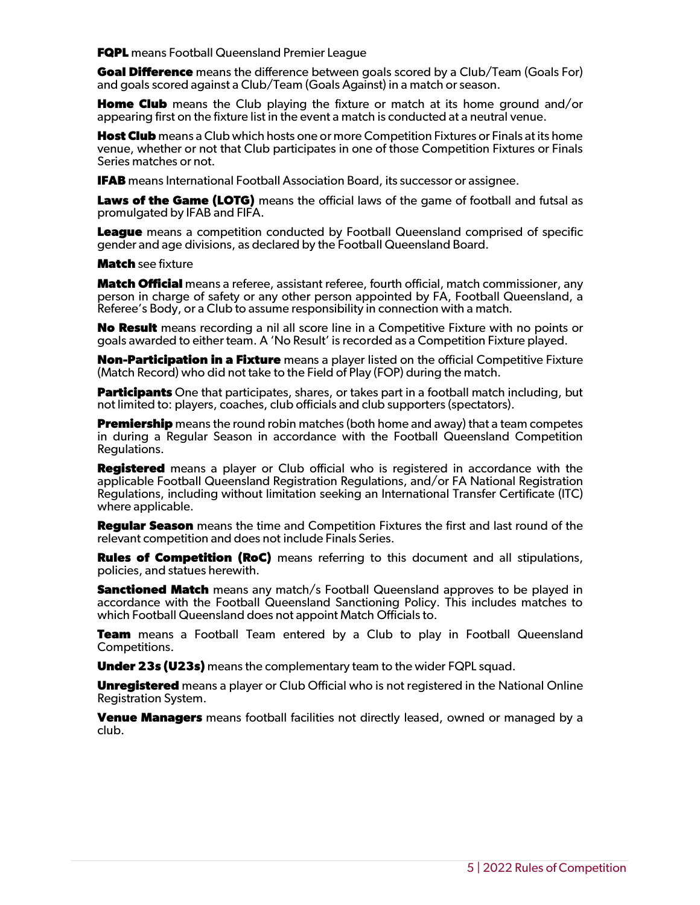**FQPL** means Football Queensland Premier League

**Goal Difference** means the difference between goals scored by a Club/Team (Goals For) and goals scored against a Club/Team (Goals Against) in a match or season.

**Home Club** means the Club playing the fixture or match at its home ground and/or appearing first on the fixture list in the event a match is conducted at a neutral venue.

**Host Club** means a Club which hosts one or more Competition Fixtures or Finals at its home venue, whether or not that Club participates in one of those Competition Fixtures or Finals Series matches or not.

**IFAB** means International Football Association Board, its successor or assignee.

**Laws of the Game (LOTG)** means the official laws of the game of football and futsal as promulgated by IFAB and FIFA.

**League** means a competition conducted by Football Queensland comprised of specific gender and age divisions, as declared by the Football Queensland Board.

**Match** see fixture

**Match Official** means a referee, assistant referee, fourth official, match commissioner, any person in charge of safety or any other person appointed by FA, Football Queensland, a Referee's Body, or a Club to assume responsibility in connection with a match.

**No Result** means recording a nil all score line in a Competitive Fixture with no points or goals awarded to either team. A 'No Result' is recorded as a Competition Fixture played.

**Non-Participation in a Fixture** means a player listed on the official Competitive Fixture (Match Record) who did not take to the Field of Play (FOP) during the match.

**Participants** One that participates, shares, or takes part in a football match including, but not limited to: players, coaches, club officials and club supporters (spectators).

**Premiership** means the round robin matches (both home and away) that a team competes in during a Regular Season in accordance with the Football Queensland Competition Regulations.

**Registered** means a player or Club official who is registered in accordance with the applicable Football Queensland Registration Regulations, and/or FA National Registration Regulations, including without limitation seeking an International Transfer Certificate (ITC) where applicable.

**Regular Season** means the time and Competition Fixtures the first and last round of the relevant competition and does not include Finals Series.

**Rules of Competition (RoC)** means referring to this document and all stipulations, policies, and statues herewith.

**Sanctioned Match** means any match/s Football Queensland approves to be played in accordance with the Football Queensland Sanctioning Policy. This includes matches to which Football Queensland does not appoint Match Officials to.

**Team** means a Football Team entered by a Club to play in Football Queensland Competitions.

**Under 23s (U23s)** means the complementary team to the wider FQPL squad.

**Unregistered** means a player or Club Official who is not registered in the National Online Registration System.

**Venue Managers** means football facilities not directly leased, owned or managed by a club.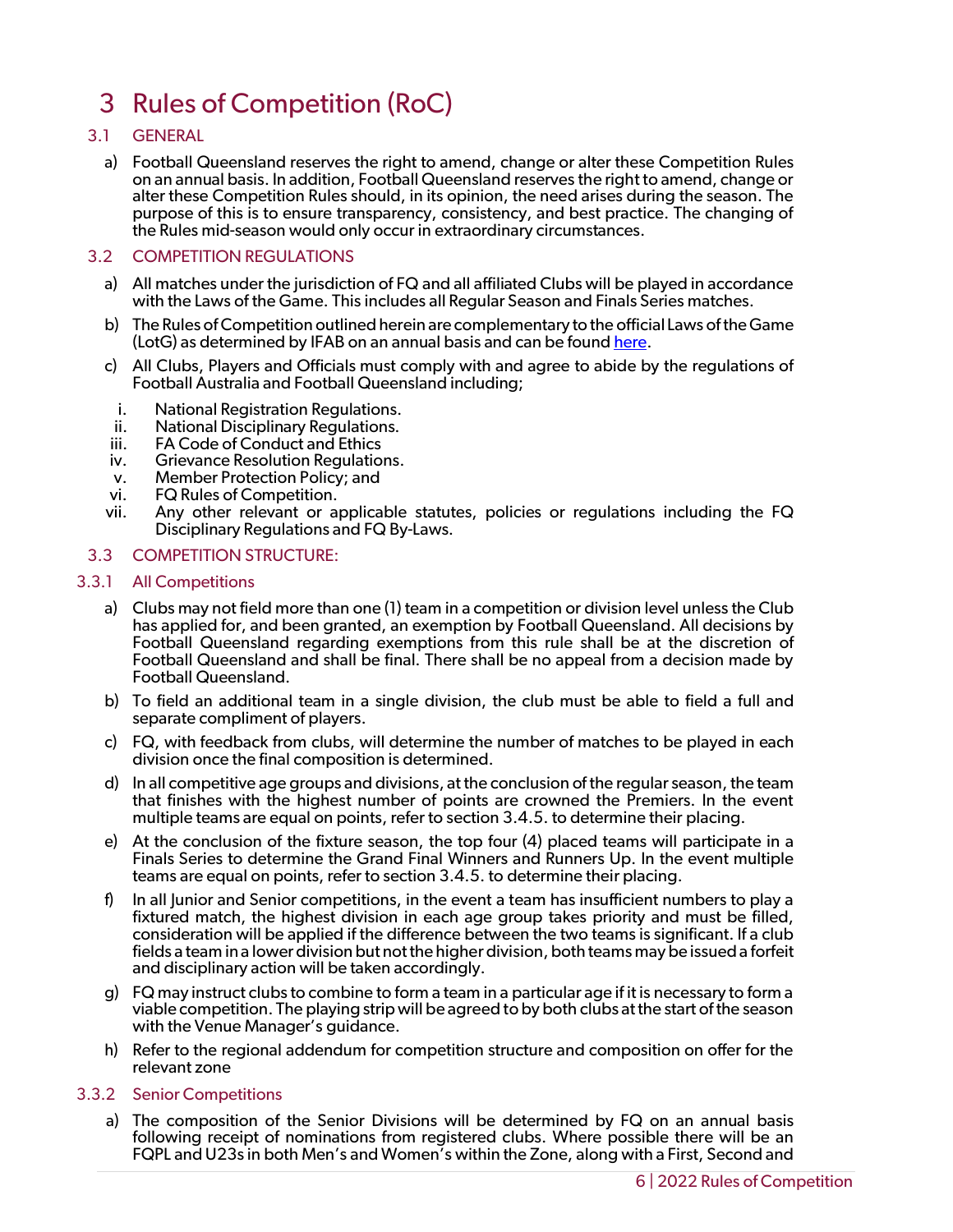# 3 Rules of Competition (RoC)

## 3.1 GENERAL

a) Football Queensland reserves the right to amend, change or alter these Competition Rules on an annual basis. In addition, Football Queensland reserves the right to amend, change or alter these Competition Rules should, in its opinion, the need arises during the season. The purpose of this is to ensure transparency, consistency, and best practice. The changing of the Rules mid-season would only occur in extraordinary circumstances.

## 3.2 COMPETITION REGULATIONS

a) All matches under the jurisdiction of FQ and all affiliated Clubs will be played in accordance with the Laws of the Game. This includes all Regular Season and Finals Series matches.

b) The Rules of Competition outlined herein are complementary to the official Laws of the Game (LotG) as determined by IFAB on an annual basis and can be found here.

c) All Clubs, Players and Officials must comply with and agree to abide by the regulations of Football Australia and Football Queensland including;

i. National Registration Regulations.
ii. National Disciplinary Regulations.
iii. FA Code of Conduct and Ethics
iv. Grievance Resolution Regulations.
v. Member Protection Policy; and
vi. FQ Rules of Competition.
vii. Any other relevant or applicable statutes, policies or regulations including the FQ Disciplinary Regulations and FQ By-Laws.

## 3.3 COMPETITION STRUCTURE:

### 3.3.1 All Competitions

a) Clubs may not field more than one (1) team in a competition or division level unless the Club has applied for, and been granted, an exemption by Football Queensland. All decisions by Football Queensland regarding exemptions from this rule shall be at the discretion of Football Queensland and shall be final. There shall be no appeal from a decision made by Football Queensland.

b) To field an additional team in a single division, the club must be able to field a full and separate compliment of players.

c) FQ, with feedback from clubs, will determine the number of matches to be played in each division once the final composition is determined.

d) In all competitive age groups and divisions, at the conclusion of the regular season, the team that finishes with the highest number of points are crowned the Premiers. In the event multiple teams are equal on points, refer to section 3.4.5. to determine their placing.

e) At the conclusion of the fixture season, the top four (4) placed teams will participate in a Finals Series to determine the Grand Final Winners and Runners Up. In the event multiple teams are equal on points, refer to section 3.4.5. to determine their placing.

f) In all Junior and Senior competitions, in the event a team has insufficient numbers to play a fixtured match, the highest division in each age group takes priority and must be filled, consideration will be applied if the difference between the two teams is significant. If a club fields a team in a lower division but not the higher division, both teams may be issued a forfeit and disciplinary action will be taken accordingly.

g) FQ may instruct clubs to combine to form a team in a particular age if it is necessary to form a viable competition. The playing strip will be agreed to by both clubs at the start of the season with the Venue Manager's guidance.

h) Refer to the regional addendum for competition structure and composition on offer for the relevant zone

### 3.3.2 Senior Competitions

a) The composition of the Senior Divisions will be determined by FQ on an annual basis following receipt of nominations from registered clubs. Where possible there will be an FQPL and U23s in both Men's and Women's within the Zone, along with a First, Second and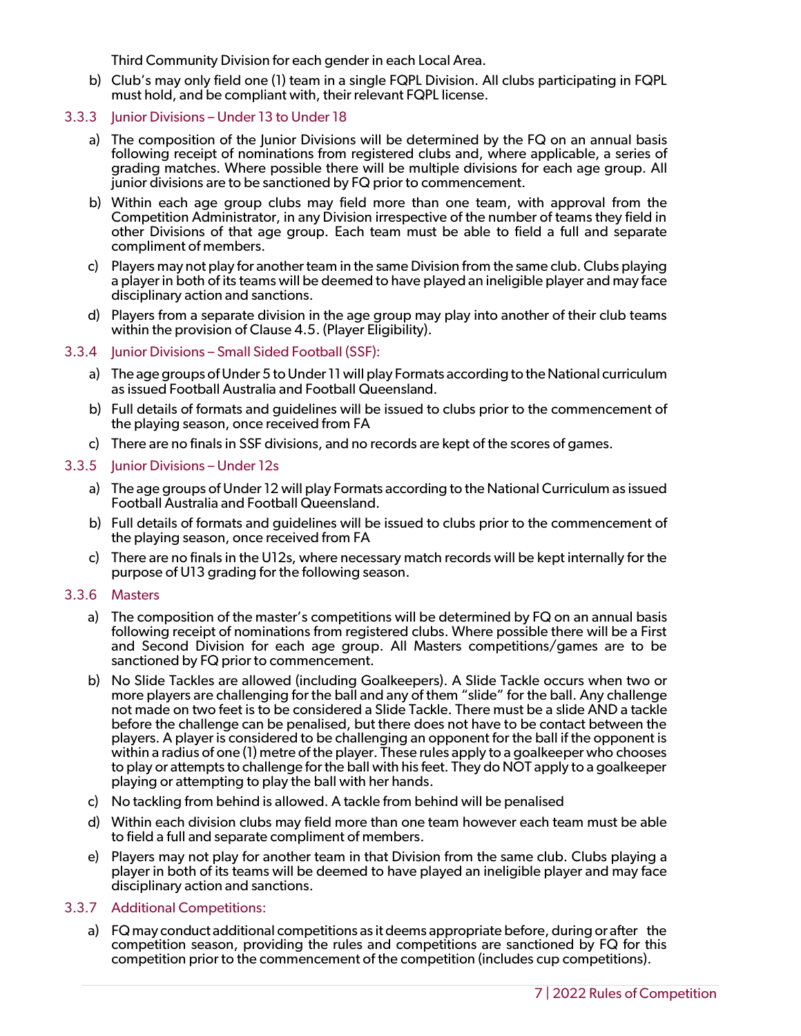Third Community Division for each gender in each Local Area.

b) Club's may only field one (1) team in a single FQPL Division. All clubs participating in FQPL must hold, and be compliant with, their relevant FQPL license.

### 3.3.3 Junior Divisions – Under 13 to Under 18

a) The composition of the Junior Divisions will be determined by the FQ on an annual basis following receipt of nominations from registered clubs and, where applicable, a series of grading matches. Where possible there will be multiple divisions for each age group. All junior divisions are to be sanctioned by FQ prior to commencement.

b) Within each age group clubs may field more than one team, with approval from the Competition Administrator, in any Division irrespective of the number of teams they field in other Divisions of that age group. Each team must be able to field a full and separate compliment of members.

c) Players may not play for another team in the same Division from the same club. Clubs playing a player in both of its teams will be deemed to have played an ineligible player and may face disciplinary action and sanctions.

d) Players from a separate division in the age group may play into another of their club teams within the provision of Clause 4.5. (Player Eligibility).

### 3.3.4 Junior Divisions – Small Sided Football (SSF):

a) The age groups of Under 5 to Under 11 will play Formats according to the National curriculum as issued Football Australia and Football Queensland.

b) Full details of formats and guidelines will be issued to clubs prior to the commencement of the playing season, once received from FA

c) There are no finals in SSF divisions, and no records are kept of the scores of games.

### 3.3.5 Junior Divisions – Under 12s

a) The age groups of Under 12 will play Formats according to the National Curriculum as issued Football Australia and Football Queensland.

b) Full details of formats and guidelines will be issued to clubs prior to the commencement of the playing season, once received from FA

c) There are no finals in the U12s, where necessary match records will be kept internally for the purpose of U13 grading for the following season.

### 3.3.6 Masters

a) The composition of the master's competitions will be determined by FQ on an annual basis following receipt of nominations from registered clubs. Where possible there will be a First and Second Division for each age group. All Masters competitions/games are to be sanctioned by FQ prior to commencement.

b) No Slide Tackles are allowed (including Goalkeepers). A Slide Tackle occurs when two or more players are challenging for the ball and any of them "slide" for the ball. Any challenge not made on two feet is to be considered a Slide Tackle. There must be a slide AND a tackle before the challenge can be penalised, but there does not have to be contact between the players. A player is considered to be challenging an opponent for the ball if the opponent is within a radius of one (1) metre of the player. These rules apply to a goalkeeper who chooses to play or attempts to challenge for the ball with his feet. They do NOT apply to a goalkeeper playing or attempting to play the ball with her hands.

c) No tackling from behind is allowed. A tackle from behind will be penalised

d) Within each division clubs may field more than one team however each team must be able to field a full and separate compliment of members.

e) Players may not play for another team in that Division from the same club. Clubs playing a player in both of its teams will be deemed to have played an ineligible player and may face disciplinary action and sanctions.

### 3.3.7 Additional Competitions:

a) FQ may conduct additional competitions as it deems appropriate before, during or after the competition season, providing the rules and competitions are sanctioned by FQ for this competition prior to the commencement of the competition (includes cup competitions).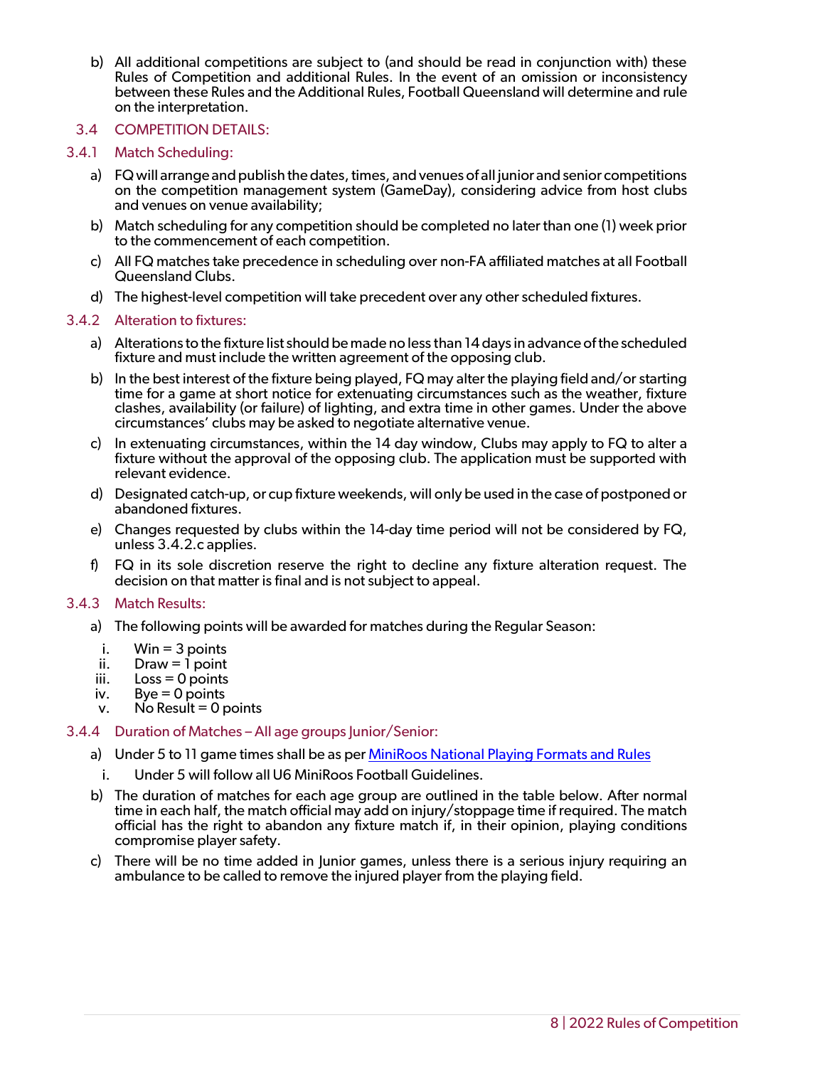b) All additional competitions are subject to (and should be read in conjunction with) these Rules of Competition and additional Rules. In the event of an omission or inconsistency between these Rules and the Additional Rules, Football Queensland will determine and rule on the interpretation.

## 3.4 COMPETITION DETAILS:

### 3.4.1 Match Scheduling:

a) FQ will arrange and publish the dates, times, and venues of all junior and senior competitions on the competition management system (GameDay), considering advice from host clubs and venues on venue availability;

b) Match scheduling for any competition should be completed no later than one (1) week prior to the commencement of each competition.

c) All FQ matches take precedence in scheduling over non-FA affiliated matches at all Football Queensland Clubs.

d) The highest-level competition will take precedent over any other scheduled fixtures.

### 3.4.2 Alteration to fixtures:

a) Alterations to the fixture list should be made no less than 14 days in advance of the scheduled fixture and must include the written agreement of the opposing club.

b) In the best interest of the fixture being played, FQ may alter the playing field and/or starting time for a game at short notice for extenuating circumstances such as the weather, fixture clashes, availability (or failure) of lighting, and extra time in other games. Under the above circumstances' clubs may be asked to negotiate alternative venue.

c) In extenuating circumstances, within the 14 day window, Clubs may apply to FQ to alter a fixture without the approval of the opposing club. The application must be supported with relevant evidence.

d) Designated catch-up, or cup fixture weekends, will only be used in the case of postponed or abandoned fixtures.

e) Changes requested by clubs within the 14-day time period will not be considered by FQ, unless 3.4.2.c applies.

f) FQ in its sole discretion reserve the right to decline any fixture alteration request. The decision on that matter is final and is not subject to appeal.

### 3.4.3 Match Results:

a) The following points will be awarded for matches during the Regular Season:

i. Win = 3 points
ii. Draw = 1 point
iii. Loss = 0 points
iv. Bye = 0 points
v. No Result = 0 points

### 3.4.4 Duration of Matches – All age groups Junior/Senior:

a) Under 5 to 11 game times shall be as per MiniRoos National Playing Formats and Rules

i. Under 5 will follow all U6 MiniRoos Football Guidelines.

b) The duration of matches for each age group are outlined in the table below. After normal time in each half, the match official may add on injury/stoppage time if required. The match official has the right to abandon any fixture match if, in their opinion, playing conditions compromise player safety.

c) There will be no time added in Junior games, unless there is a serious injury requiring an ambulance to be called to remove the injured player from the playing field.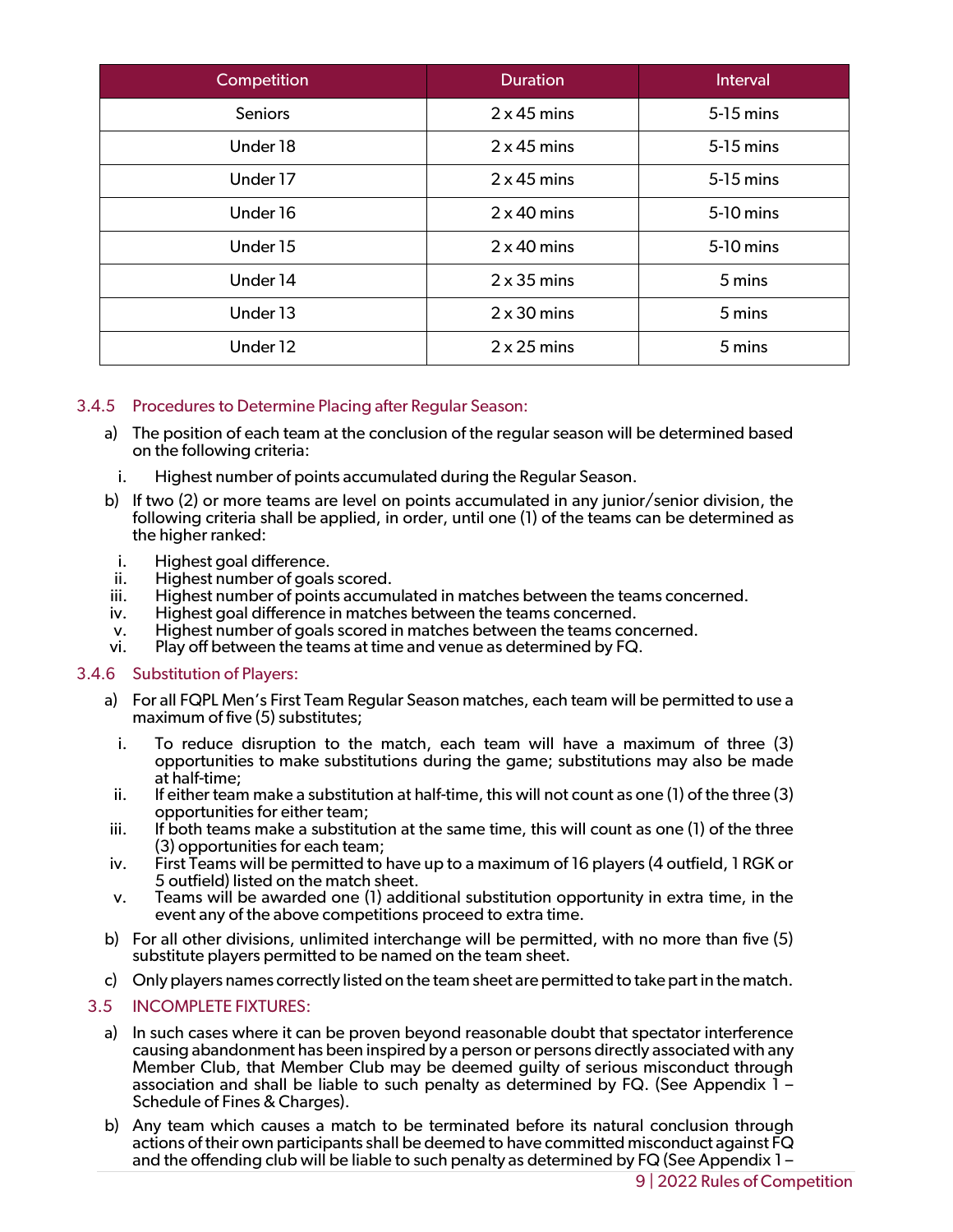| Competition | Duration | Interval |
|---|---|---|
| Seniors | 2 x 45 mins | 5-15 mins |
| Under 18 | 2 x 45 mins | 5-15 mins |
| Under 17 | 2 x 45 mins | 5-15 mins |
| Under 16 | 2 x 40 mins | 5-10 mins |
| Under 15 | 2 x 40 mins | 5-10 mins |
| Under 14 | 2 x 35 mins | 5 mins |
| Under 13 | 2 x 30 mins | 5 mins |
| Under 12 | 2 x 25 mins | 5 mins |

### 3.4.5 Procedures to Determine Placing after Regular Season:

a) The position of each team at the conclusion of the regular season will be determined based on the following criteria:

   i. Highest number of points accumulated during the Regular Season.

b) If two (2) or more teams are level on points accumulated in any junior/senior division, the following criteria shall be applied, in order, until one (1) of the teams can be determined as the higher ranked:

   i. Highest goal difference.
   ii. Highest number of goals scored.
   iii. Highest number of points accumulated in matches between the teams concerned.
   iv. Highest goal difference in matches between the teams concerned.
   v. Highest number of goals scored in matches between the teams concerned.
   vi. Play off between the teams at time and venue as determined by FQ.

### 3.4.6 Substitution of Players:

a) For all FQPL Men's First Team Regular Season matches, each team will be permitted to use a maximum of five (5) substitutes;

   i. To reduce disruption to the match, each team will have a maximum of three (3) opportunities to make substitutions during the game; substitutions may also be made at half-time;
   ii. If either team make a substitution at half-time, this will not count as one (1) of the three (3) opportunities for either team;
   iii. If both teams make a substitution at the same time, this will count as one (1) of the three (3) opportunities for each team;
   iv. First Teams will be permitted to have up to a maximum of 16 players (4 outfield, 1 RGK or 5 outfield) listed on the match sheet.
   v. Teams will be awarded one (1) additional substitution opportunity in extra time, in the event any of the above competitions proceed to extra time.

b) For all other divisions, unlimited interchange will be permitted, with no more than five (5) substitute players permitted to be named on the team sheet.

c) Only players names correctly listed on the team sheet are permitted to take part in the match.

## 3.5 INCOMPLETE FIXTURES:

a) In such cases where it can be proven beyond reasonable doubt that spectator interference causing abandonment has been inspired by a person or persons directly associated with any Member Club, that Member Club may be deemed guilty of serious misconduct through association and shall be liable to such penalty as determined by FQ. (See Appendix 1 – Schedule of Fines & Charges).

b) Any team which causes a match to be terminated before its natural conclusion through actions of their own participants shall be deemed to have committed misconduct against FQ and the offending club will be liable to such penalty as determined by FQ (See Appendix 1 –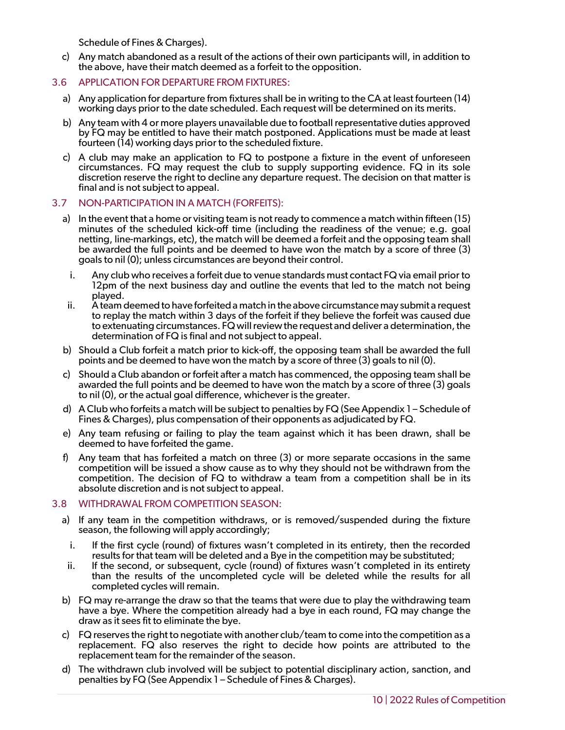Schedule of Fines & Charges).

c) Any match abandoned as a result of the actions of their own participants will, in addition to the above, have their match deemed as a forfeit to the opposition.

### 3.6 APPLICATION FOR DEPARTURE FROM FIXTURES:

a) Any application for departure from fixtures shall be in writing to the CA at least fourteen (14) working days prior to the date scheduled. Each request will be determined on its merits.

b) Any team with 4 or more players unavailable due to football representative duties approved by FQ may be entitled to have their match postponed. Applications must be made at least fourteen (14) working days prior to the scheduled fixture.

c) A club may make an application to FQ to postpone a fixture in the event of unforeseen circumstances. FQ may request the club to supply supporting evidence. FQ in its sole discretion reserve the right to decline any departure request. The decision on that matter is final and is not subject to appeal.

### 3.7 NON-PARTICIPATION IN A MATCH (FORFEITS):

a) In the event that a home or visiting team is not ready to commence a match within fifteen (15) minutes of the scheduled kick-off time (including the readiness of the venue; e.g. goal netting, line-markings, etc), the match will be deemed a forfeit and the opposing team shall be awarded the full points and be deemed to have won the match by a score of three (3) goals to nil (0); unless circumstances are beyond their control.

   i. Any club who receives a forfeit due to venue standards must contact FQ via email prior to 12pm of the next business day and outline the events that led to the match not being played.

   ii. A team deemed to have forfeited a match in the above circumstance may submit a request to replay the match within 3 days of the forfeit if they believe the forfeit was caused due to extenuating circumstances. FQ will review the request and deliver a determination, the determination of FQ is final and not subject to appeal.

b) Should a Club forfeit a match prior to kick-off, the opposing team shall be awarded the full points and be deemed to have won the match by a score of three (3) goals to nil (0).

c) Should a Club abandon or forfeit after a match has commenced, the opposing team shall be awarded the full points and be deemed to have won the match by a score of three (3) goals to nil (0), or the actual goal difference, whichever is the greater.

d) A Club who forfeits a match will be subject to penalties by FQ (See Appendix 1 – Schedule of Fines & Charges), plus compensation of their opponents as adjudicated by FQ.

e) Any team refusing or failing to play the team against which it has been drawn, shall be deemed to have forfeited the game.

f) Any team that has forfeited a match on three (3) or more separate occasions in the same competition will be issued a show cause as to why they should not be withdrawn from the competition. The decision of FQ to withdraw a team from a competition shall be in its absolute discretion and is not subject to appeal.

### 3.8 WITHDRAWAL FROM COMPETITION SEASON:

a) If any team in the competition withdraws, or is removed/suspended during the fixture season, the following will apply accordingly;

   i. If the first cycle (round) of fixtures wasn't completed in its entirety, then the recorded results for that team will be deleted and a Bye in the competition may be substituted;

   ii. If the second, or subsequent, cycle (round) of fixtures wasn't completed in its entirety than the results of the uncompleted cycle will be deleted while the results for all completed cycles will remain.

b) FQ may re-arrange the draw so that the teams that were due to play the withdrawing team have a bye. Where the competition already had a bye in each round, FQ may change the draw as it sees fit to eliminate the bye.

c) FQ reserves the right to negotiate with another club/team to come into the competition as a replacement. FQ also reserves the right to decide how points are attributed to the replacement team for the remainder of the season.

d) The withdrawn club involved will be subject to potential disciplinary action, sanction, and penalties by FQ (See Appendix 1 – Schedule of Fines & Charges).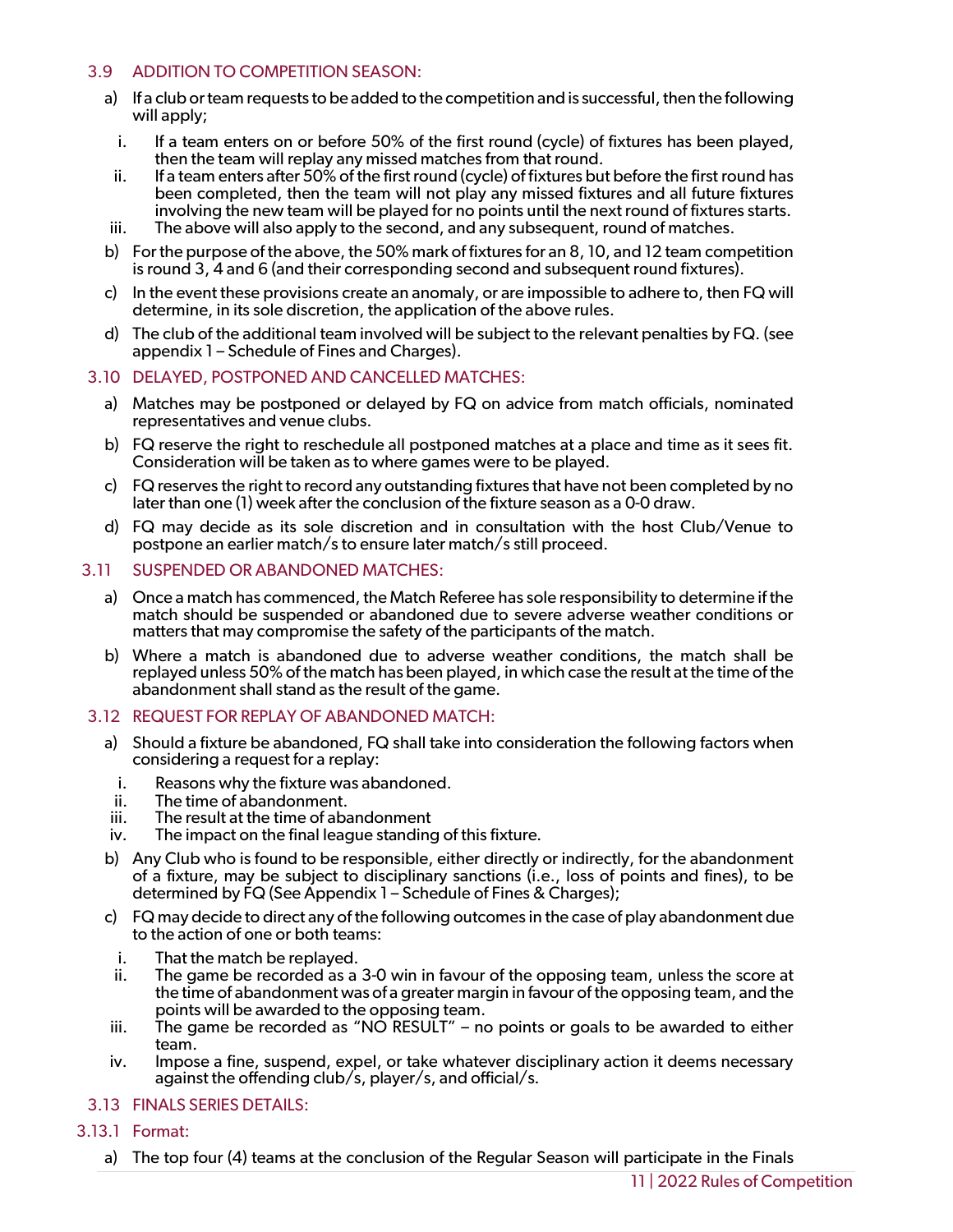### 3.9 ADDITION TO COMPETITION SEASON:

a) If a club or team requests to be added to the competition and is successful, then the following will apply;

  i. If a team enters on or before 50% of the first round (cycle) of fixtures has been played, then the team will replay any missed matches from that round.

  ii. If a team enters after 50% of the first round (cycle) of fixtures but before the first round has been completed, then the team will not play any missed fixtures and all future fixtures involving the new team will be played for no points until the next round of fixtures starts.

  iii. The above will also apply to the second, and any subsequent, round of matches.

b) For the purpose of the above, the 50% mark of fixtures for an 8, 10, and 12 team competition is round 3, 4 and 6 (and their corresponding second and subsequent round fixtures).

c) In the event these provisions create an anomaly, or are impossible to adhere to, then FQ will determine, in its sole discretion, the application of the above rules.

d) The club of the additional team involved will be subject to the relevant penalties by FQ. (see appendix 1 – Schedule of Fines and Charges).

### 3.10 DELAYED, POSTPONED AND CANCELLED MATCHES:

a) Matches may be postponed or delayed by FQ on advice from match officials, nominated representatives and venue clubs.

b) FQ reserve the right to reschedule all postponed matches at a place and time as it sees fit. Consideration will be taken as to where games were to be played.

c) FQ reserves the right to record any outstanding fixtures that have not been completed by no later than one (1) week after the conclusion of the fixture season as a 0-0 draw.

d) FQ may decide as its sole discretion and in consultation with the host Club/Venue to postpone an earlier match/s to ensure later match/s still proceed.

### 3.11 SUSPENDED OR ABANDONED MATCHES:

a) Once a match has commenced, the Match Referee has sole responsibility to determine if the match should be suspended or abandoned due to severe adverse weather conditions or matters that may compromise the safety of the participants of the match.

b) Where a match is abandoned due to adverse weather conditions, the match shall be replayed unless 50% of the match has been played, in which case the result at the time of the abandonment shall stand as the result of the game.

### 3.12 REQUEST FOR REPLAY OF ABANDONED MATCH:

a) Should a fixture be abandoned, FQ shall take into consideration the following factors when considering a request for a replay:

  i. Reasons why the fixture was abandoned.

  ii. The time of abandonment.

  iii. The result at the time of abandonment

  iv. The impact on the final league standing of this fixture.

b) Any Club who is found to be responsible, either directly or indirectly, for the abandonment of a fixture, may be subject to disciplinary sanctions (i.e., loss of points and fines), to be determined by FQ (See Appendix 1 – Schedule of Fines & Charges);

c) FQ may decide to direct any of the following outcomes in the case of play abandonment due to the action of one or both teams:

  i. That the match be replayed.

  ii. The game be recorded as a 3-0 win in favour of the opposing team, unless the score at the time of abandonment was of a greater margin in favour of the opposing team, and the points will be awarded to the opposing team.

  iii. The game be recorded as "NO RESULT" – no points or goals to be awarded to either team.

  iv. Impose a fine, suspend, expel, or take whatever disciplinary action it deems necessary against the offending club/s, player/s, and official/s.

### 3.13 FINALS SERIES DETAILS:

#### 3.13.1 Format:

a) The top four (4) teams at the conclusion of the Regular Season will participate in the Finals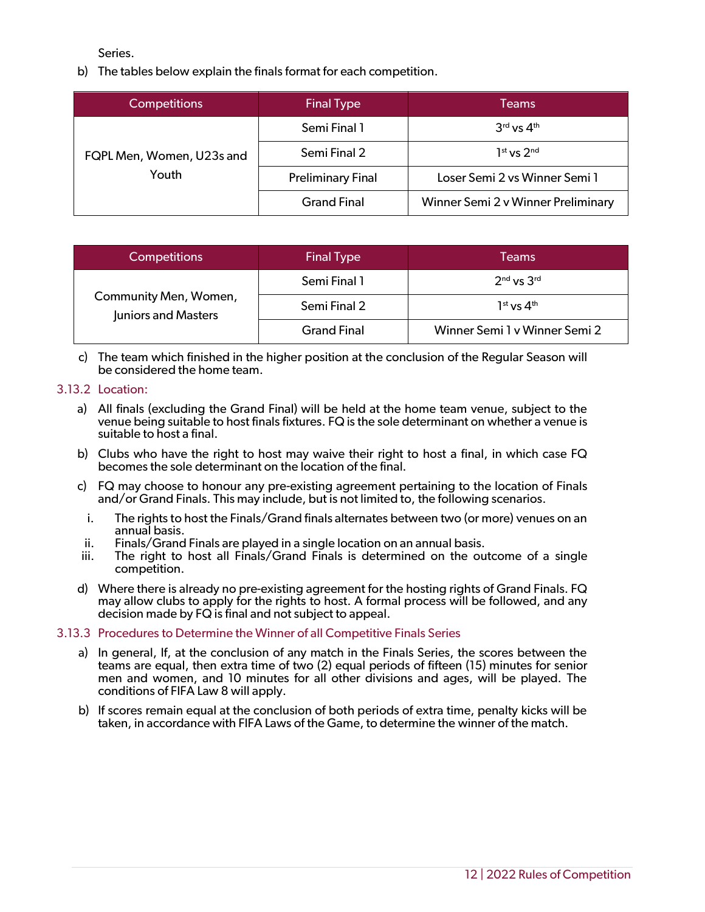Series.

b) The tables below explain the finals format for each competition.

| Competitions | Final Type | Teams |
|---|---|---|
| FQPL Men, Women, U23s and Youth | Semi Final 1 | 3rd vs 4th |
| | Semi Final 2 | 1st vs 2nd |
| | Preliminary Final | Loser Semi 2 vs Winner Semi 1 |
| | Grand Final | Winner Semi 2 v Winner Preliminary |

| Competitions | Final Type | Teams |
|---|---|---|
| Community Men, Women, Juniors and Masters | Semi Final 1 | 2nd vs 3rd |
| | Semi Final 2 | 1st vs 4th |
| | Grand Final | Winner Semi 1 v Winner Semi 2 |

c) The team which finished in the higher position at the conclusion of the Regular Season will be considered the home team.

### 3.13.2 Location:

a) All finals (excluding the Grand Final) will be held at the home team venue, subject to the venue being suitable to host finals fixtures. FQ is the sole determinant on whether a venue is suitable to host a final.

b) Clubs who have the right to host may waive their right to host a final, in which case FQ becomes the sole determinant on the location of the final.

c) FQ may choose to honour any pre-existing agreement pertaining to the location of Finals and/or Grand Finals. This may include, but is not limited to, the following scenarios.

   i. The rights to host the Finals/Grand finals alternates between two (or more) venues on an annual basis.
   ii. Finals/Grand Finals are played in a single location on an annual basis.
   iii. The right to host all Finals/Grand Finals is determined on the outcome of a single competition.

d) Where there is already no pre-existing agreement for the hosting rights of Grand Finals. FQ may allow clubs to apply for the rights to host. A formal process will be followed, and any decision made by FQ is final and not subject to appeal.

### 3.13.3 Procedures to Determine the Winner of all Competitive Finals Series

a) In general, If, at the conclusion of any match in the Finals Series, the scores between the teams are equal, then extra time of two (2) equal periods of fifteen (15) minutes for senior men and women, and 10 minutes for all other divisions and ages, will be played. The conditions of FIFA Law 8 will apply.

b) If scores remain equal at the conclusion of both periods of extra time, penalty kicks will be taken, in accordance with FIFA Laws of the Game, to determine the winner of the match.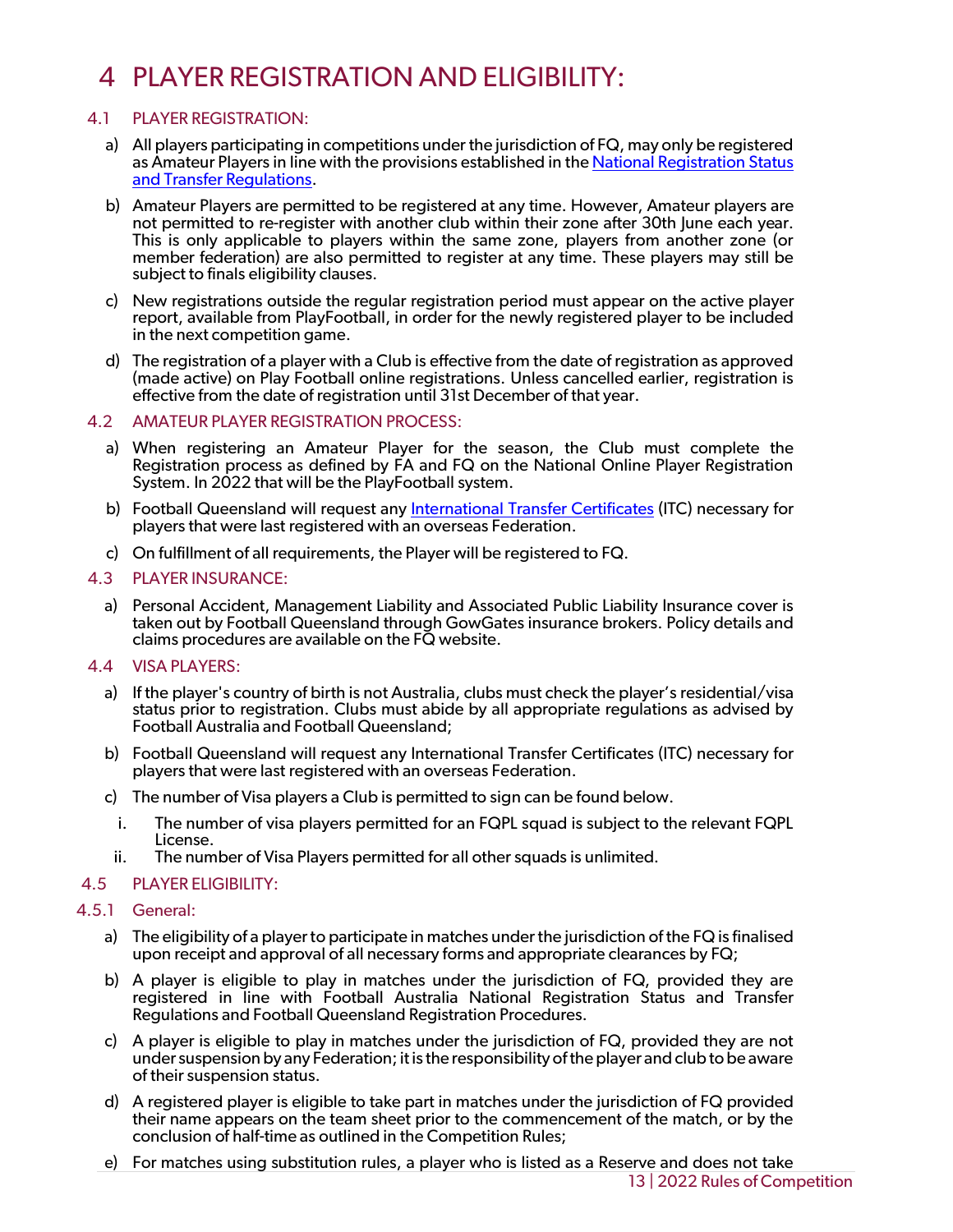# 4 PLAYER REGISTRATION AND ELIGIBILITY:

## 4.1 PLAYER REGISTRATION:

a) All players participating in competitions under the jurisdiction of FQ, may only be registered as Amateur Players in line with the provisions established in the National Registration Status and Transfer Regulations.

b) Amateur Players are permitted to be registered at any time. However, Amateur players are not permitted to re-register with another club within their zone after 30th June each year. This is only applicable to players within the same zone, players from another zone (or member federation) are also permitted to register at any time. These players may still be subject to finals eligibility clauses.

c) New registrations outside the regular registration period must appear on the active player report, available from PlayFootball, in order for the newly registered player to be included in the next competition game.

d) The registration of a player with a Club is effective from the date of registration as approved (made active) on Play Football online registrations. Unless cancelled earlier, registration is effective from the date of registration until 31st December of that year.

## 4.2 AMATEUR PLAYER REGISTRATION PROCESS:

a) When registering an Amateur Player for the season, the Club must complete the Registration process as defined by FA and FQ on the National Online Player Registration System. In 2022 that will be the PlayFootball system.

b) Football Queensland will request any International Transfer Certificates (ITC) necessary for players that were last registered with an overseas Federation.

c) On fulfillment of all requirements, the Player will be registered to FQ.

## 4.3 PLAYER INSURANCE:

a) Personal Accident, Management Liability and Associated Public Liability Insurance cover is taken out by Football Queensland through GowGates insurance brokers. Policy details and claims procedures are available on the FQ website.

## 4.4 VISA PLAYERS:

a) If the player's country of birth is not Australia, clubs must check the player's residential/visa status prior to registration. Clubs must abide by all appropriate regulations as advised by Football Australia and Football Queensland;

b) Football Queensland will request any International Transfer Certificates (ITC) necessary for players that were last registered with an overseas Federation.

c) The number of Visa players a Club is permitted to sign can be found below.

   i. The number of visa players permitted for an FQPL squad is subject to the relevant FQPL License.
   
   ii. The number of Visa Players permitted for all other squads is unlimited.

## 4.5 PLAYER ELIGIBILITY:

### 4.5.1 General:

a) The eligibility of a player to participate in matches under the jurisdiction of the FQ is finalised upon receipt and approval of all necessary forms and appropriate clearances by FQ;

b) A player is eligible to play in matches under the jurisdiction of FQ, provided they are registered in line with Football Australia National Registration Status and Transfer Regulations and Football Queensland Registration Procedures.

c) A player is eligible to play in matches under the jurisdiction of FQ, provided they are not under suspension by any Federation; it is the responsibility of the player and club to be aware of their suspension status.

d) A registered player is eligible to take part in matches under the jurisdiction of FQ provided their name appears on the team sheet prior to the commencement of the match, or by the conclusion of half-time as outlined in the Competition Rules;

e) For matches using substitution rules, a player who is listed as a Reserve and does not take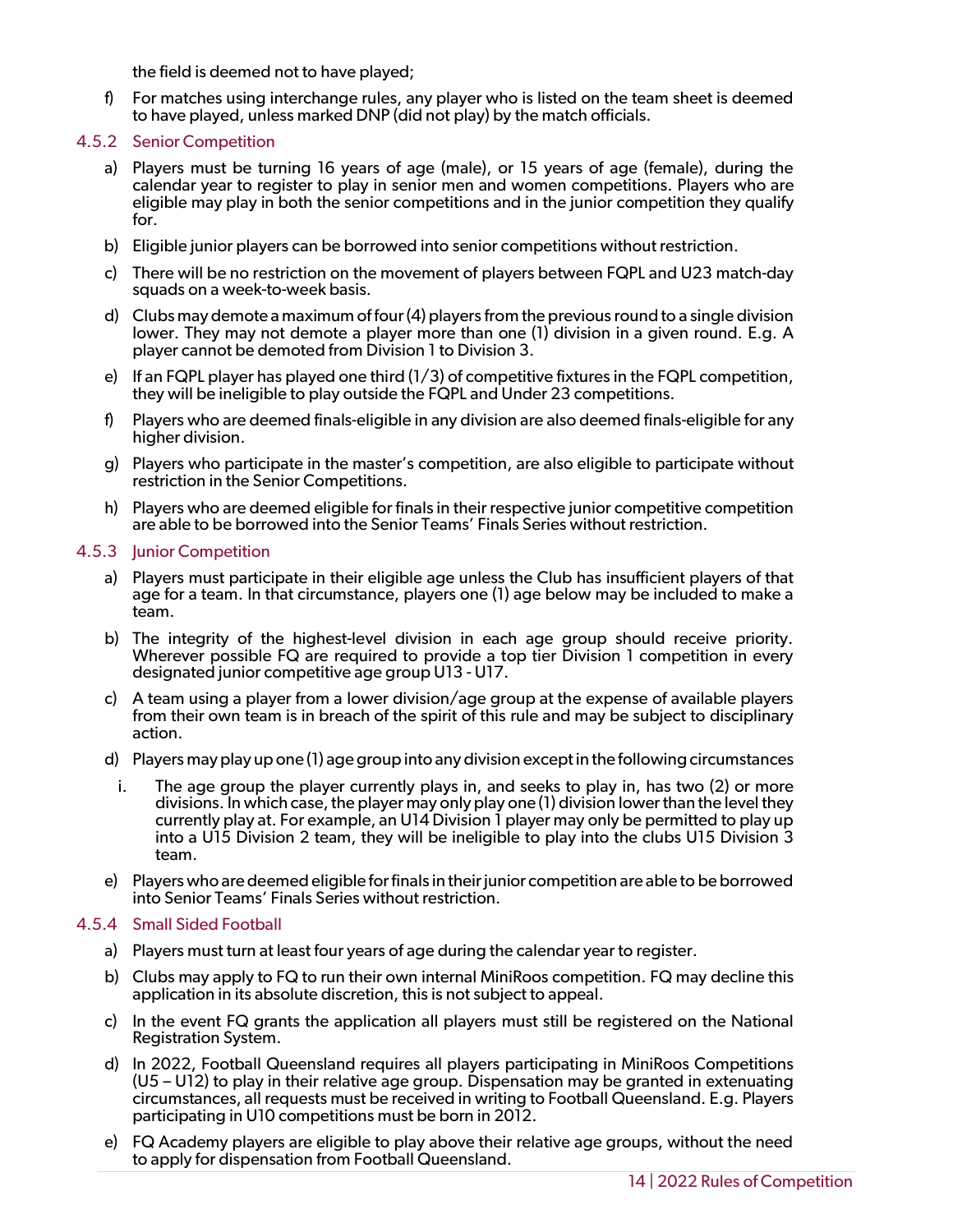the field is deemed not to have played;

f) For matches using interchange rules, any player who is listed on the team sheet is deemed to have played, unless marked DNP (did not play) by the match officials.

### 4.5.2 Senior Competition

a) Players must be turning 16 years of age (male), or 15 years of age (female), during the calendar year to register to play in senior men and women competitions. Players who are eligible may play in both the senior competitions and in the junior competition they qualify for.

b) Eligible junior players can be borrowed into senior competitions without restriction.

c) There will be no restriction on the movement of players between FQPL and U23 match-day squads on a week-to-week basis.

d) Clubs may demote a maximum of four (4) players from the previous round to a single division lower. They may not demote a player more than one (1) division in a given round. E.g. A player cannot be demoted from Division 1 to Division 3.

e) If an FQPL player has played one third (1/3) of competitive fixtures in the FQPL competition, they will be ineligible to play outside the FQPL and Under 23 competitions.

f) Players who are deemed finals-eligible in any division are also deemed finals-eligible for any higher division.

g) Players who participate in the master's competition, are also eligible to participate without restriction in the Senior Competitions.

h) Players who are deemed eligible for finals in their respective junior competitive competition are able to be borrowed into the Senior Teams' Finals Series without restriction.

### 4.5.3 Junior Competition

a) Players must participate in their eligible age unless the Club has insufficient players of that age for a team. In that circumstance, players one (1) age below may be included to make a team.

b) The integrity of the highest-level division in each age group should receive priority. Wherever possible FQ are required to provide a top tier Division 1 competition in every designated junior competitive age group U13 - U17.

c) A team using a player from a lower division/age group at the expense of available players from their own team is in breach of the spirit of this rule and may be subject to disciplinary action.

d) Players may play up one (1) age group into any division except in the following circumstances

   i. The age group the player currently plays in, and seeks to play in, has two (2) or more divisions. In which case, the player may only play one (1) division lower than the level they currently play at. For example, an U14 Division 1 player may only be permitted to play up into a U15 Division 2 team, they will be ineligible to play into the clubs U15 Division 3 team.

e) Players who are deemed eligible for finals in their junior competition are able to be borrowed into Senior Teams' Finals Series without restriction.

### 4.5.4 Small Sided Football

a) Players must turn at least four years of age during the calendar year to register.

b) Clubs may apply to FQ to run their own internal MiniRoos competition. FQ may decline this application in its absolute discretion, this is not subject to appeal.

c) In the event FQ grants the application all players must still be registered on the National Registration System.

d) In 2022, Football Queensland requires all players participating in MiniRoos Competitions (U5 – U12) to play in their relative age group. Dispensation may be granted in extenuating circumstances, all requests must be received in writing to Football Queensland. E.g. Players participating in U10 competitions must be born in 2012.

e) FQ Academy players are eligible to play above their relative age groups, without the need to apply for dispensation from Football Queensland.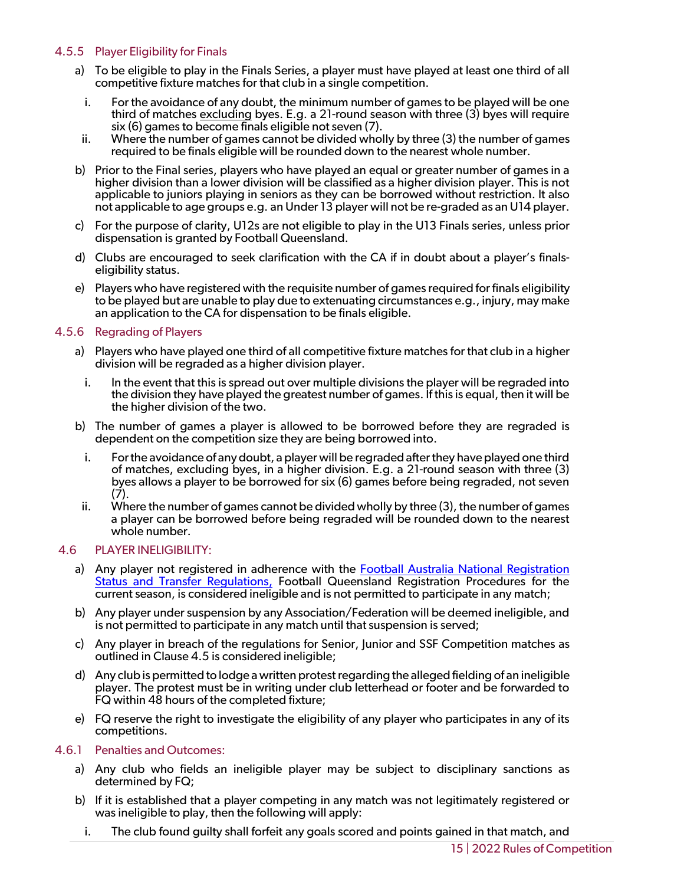### 4.5.5 Player Eligibility for Finals

a) To be eligible to play in the Finals Series, a player must have played at least one third of all competitive fixture matches for that club in a single competition.

  i. For the avoidance of any doubt, the minimum number of games to be played will be one third of matches excluding byes. E.g. a 21-round season with three (3) byes will require six (6) games to become finals eligible not seven (7).

  ii. Where the number of games cannot be divided wholly by three (3) the number of games required to be finals eligible will be rounded down to the nearest whole number.

b) Prior to the Final series, players who have played an equal or greater number of games in a higher division than a lower division will be classified as a higher division player. This is not applicable to juniors playing in seniors as they can be borrowed without restriction. It also not applicable to age groups e.g. an Under 13 player will not be re-graded as an U14 player.

c) For the purpose of clarity, U12s are not eligible to play in the U13 Finals series, unless prior dispensation is granted by Football Queensland.

d) Clubs are encouraged to seek clarification with the CA if in doubt about a player's finals-eligibility status.

e) Players who have registered with the requisite number of games required for finals eligibility to be played but are unable to play due to extenuating circumstances e.g., injury, may make an application to the CA for dispensation to be finals eligible.

### 4.5.6 Regrading of Players

a) Players who have played one third of all competitive fixture matches for that club in a higher division will be regraded as a higher division player.

  i. In the event that this is spread out over multiple divisions the player will be regraded into the division they have played the greatest number of games. If this is equal, then it will be the higher division of the two.

b) The number of games a player is allowed to be borrowed before they are regraded is dependent on the competition size they are being borrowed into.

  i. For the avoidance of any doubt, a player will be regraded after they have played one third of matches, excluding byes, in a higher division. E.g. a 21-round season with three (3) byes allows a player to be borrowed for six (6) games before being regraded, not seven (7).

  ii. Where the number of games cannot be divided wholly by three (3), the number of games a player can be borrowed before being regraded will be rounded down to the nearest whole number.

## 4.6 PLAYER INELIGIBILITY:

a) Any player not registered in adherence with the Football Australia National Registration Status and Transfer Regulations, Football Queensland Registration Procedures for the current season, is considered ineligible and is not permitted to participate in any match;

b) Any player under suspension by any Association/Federation will be deemed ineligible, and is not permitted to participate in any match until that suspension is served;

c) Any player in breach of the regulations for Senior, Junior and SSF Competition matches as outlined in Clause 4.5 is considered ineligible;

d) Any club is permitted to lodge a written protest regarding the alleged fielding of an ineligible player. The protest must be in writing under club letterhead or footer and be forwarded to FQ within 48 hours of the completed fixture;

e) FQ reserve the right to investigate the eligibility of any player who participates in any of its competitions.

### 4.6.1 Penalties and Outcomes:

a) Any club who fields an ineligible player may be subject to disciplinary sanctions as determined by FQ;

b) If it is established that a player competing in any match was not legitimately registered or was ineligible to play, then the following will apply:

  i. The club found guilty shall forfeit any goals scored and points gained in that match, and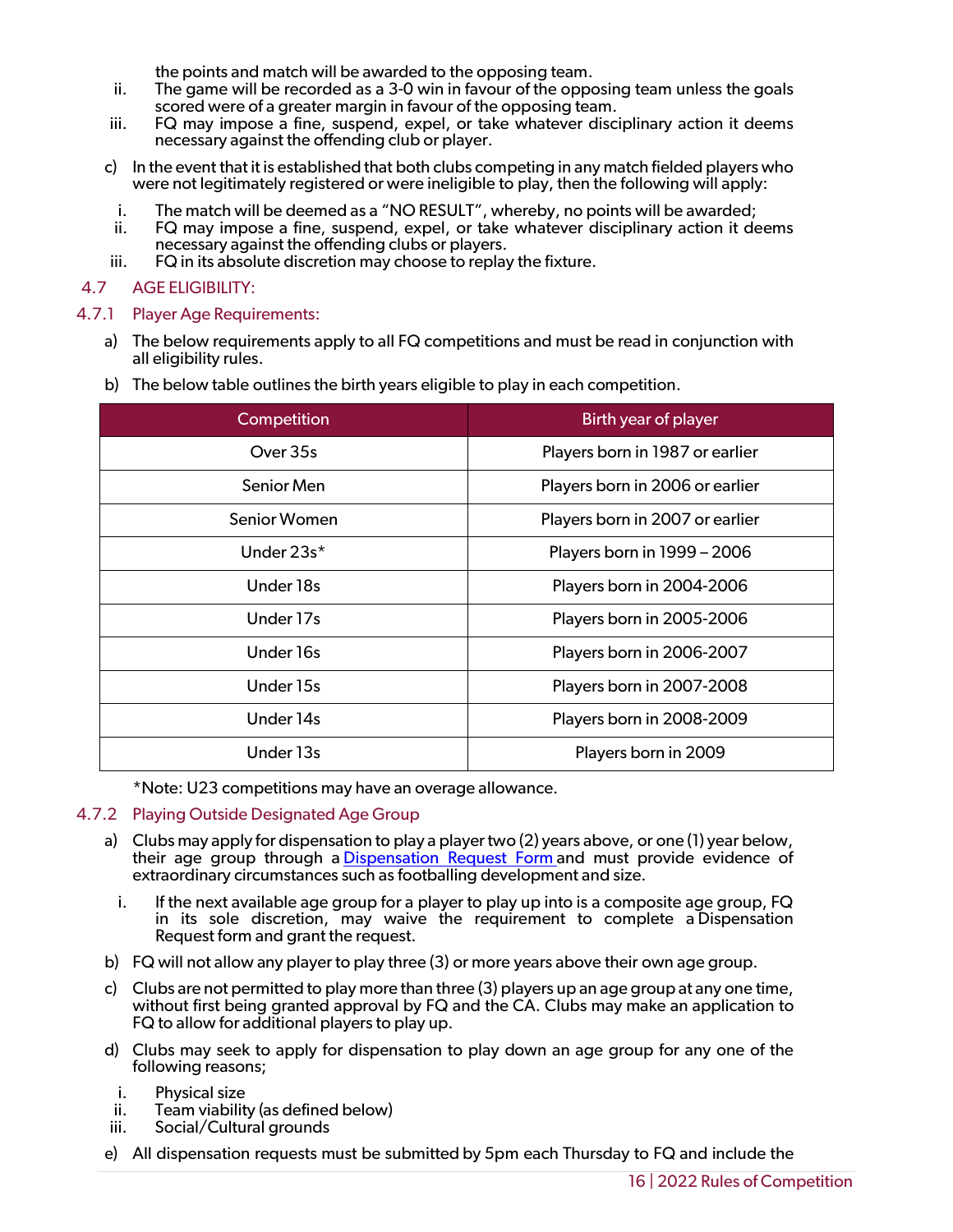the points and match will be awarded to the opposing team.

ii. The game will be recorded as a 3-0 win in favour of the opposing team unless the goals scored were of a greater margin in favour of the opposing team.

iii. FQ may impose a fine, suspend, expel, or take whatever disciplinary action it deems necessary against the offending club or player.

c) In the event that it is established that both clubs competing in any match fielded players who were not legitimately registered or were ineligible to play, then the following will apply:

i. The match will be deemed as a "NO RESULT", whereby, no points will be awarded;

ii. FQ may impose a fine, suspend, expel, or take whatever disciplinary action it deems necessary against the offending clubs or players.

iii. FQ in its absolute discretion may choose to replay the fixture.

## 4.7 AGE ELIGIBILITY:

### 4.7.1 Player Age Requirements:

a) The below requirements apply to all FQ competitions and must be read in conjunction with all eligibility rules.

b) The below table outlines the birth years eligible to play in each competition.

| Competition | Birth year of player |
|---|---|
| Over 35s | Players born in 1987 or earlier |
| Senior Men | Players born in 2006 or earlier |
| Senior Women | Players born in 2007 or earlier |
| Under 23s* | Players born in 1999 – 2006 |
| Under 18s | Players born in 2004-2006 |
| Under 17s | Players born in 2005-2006 |
| Under 16s | Players born in 2006-2007 |
| Under 15s | Players born in 2007-2008 |
| Under 14s | Players born in 2008-2009 |
| Under 13s | Players born in 2009 |

*Note: U23 competitions may have an overage allowance.

### 4.7.2 Playing Outside Designated Age Group

a) Clubs may apply for dispensation to play a player two (2) years above, or one (1) year below, their age group through a Dispensation Request Form and must provide evidence of extraordinary circumstances such as footballing development and size.

i. If the next available age group for a player to play up into is a composite age group, FQ in its sole discretion, may waive the requirement to complete a Dispensation Request form and grant the request.

b) FQ will not allow any player to play three (3) or more years above their own age group.

c) Clubs are not permitted to play more than three (3) players up an age group at any one time, without first being granted approval by FQ and the CA. Clubs may make an application to FQ to allow for additional players to play up.

d) Clubs may seek to apply for dispensation to play down an age group for any one of the following reasons;

i. Physical size

ii. Team viability (as defined below)

iii. Social/Cultural grounds

e) All dispensation requests must be submitted by 5pm each Thursday to FQ and include the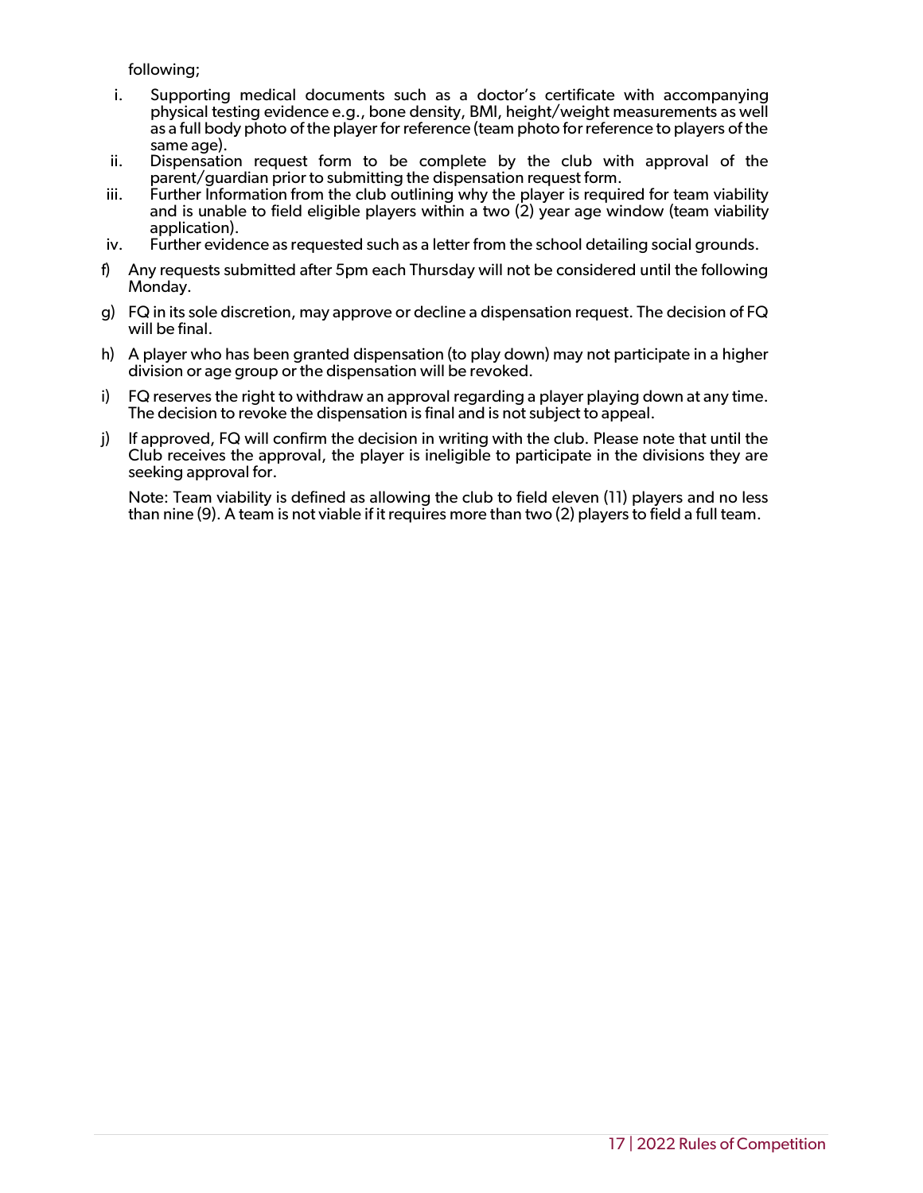following;

i. Supporting medical documents such as a doctor's certificate with accompanying physical testing evidence e.g., bone density, BMI, height/weight measurements as well as a full body photo of the player for reference (team photo for reference to players of the same age).
ii. Dispensation request form to be complete by the club with approval of the parent/guardian prior to submitting the dispensation request form.
iii. Further Information from the club outlining why the player is required for team viability and is unable to field eligible players within a two (2) year age window (team viability application).
iv. Further evidence as requested such as a letter from the school detailing social grounds.

f) Any requests submitted after 5pm each Thursday will not be considered until the following Monday.

g) FQ in its sole discretion, may approve or decline a dispensation request. The decision of FQ will be final.

h) A player who has been granted dispensation (to play down) may not participate in a higher division or age group or the dispensation will be revoked.

i) FQ reserves the right to withdraw an approval regarding a player playing down at any time. The decision to revoke the dispensation is final and is not subject to appeal.

j) If approved, FQ will confirm the decision in writing with the club. Please note that until the Club receives the approval, the player is ineligible to participate in the divisions they are seeking approval for.

Note: Team viability is defined as allowing the club to field eleven (11) players and no less than nine (9). A team is not viable if it requires more than two (2) players to field a full team.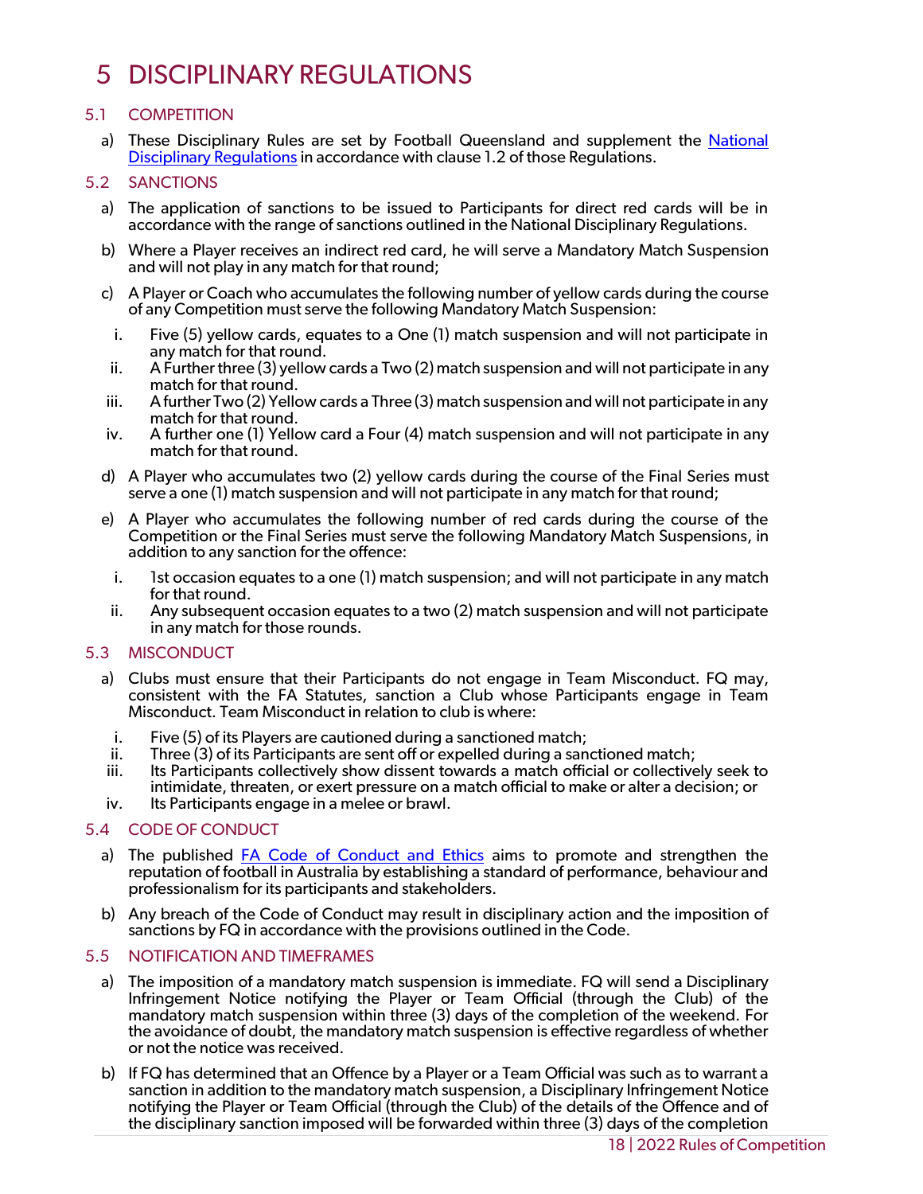# 5 DISCIPLINARY REGULATIONS

## 5.1 COMPETITION

a) These Disciplinary Rules are set by Football Queensland and supplement the [National Disciplinary Regulations] in accordance with clause 1.2 of those Regulations.

## 5.2 SANCTIONS

a) The application of sanctions to be issued to Participants for direct red cards will be in accordance with the range of sanctions outlined in the National Disciplinary Regulations.

b) Where a Player receives an indirect red card, he will serve a Mandatory Match Suspension and will not play in any match for that round;

c) A Player or Coach who accumulates the following number of yellow cards during the course of any Competition must serve the following Mandatory Match Suspension:

   i. Five (5) yellow cards, equates to a One (1) match suspension and will not participate in any match for that round.
   ii. A Further three (3) yellow cards a Two (2) match suspension and will not participate in any match for that round.
   iii. A further Two (2) Yellow cards a Three (3) match suspension and will not participate in any match for that round.
   iv. A further one (1) Yellow card a Four (4) match suspension and will not participate in any match for that round.

d) A Player who accumulates two (2) yellow cards during the course of the Final Series must serve a one (1) match suspension and will not participate in any match for that round;

e) A Player who accumulates the following number of red cards during the course of the Competition or the Final Series must serve the following Mandatory Match Suspensions, in addition to any sanction for the offence:

   i. 1st occasion equates to a one (1) match suspension; and will not participate in any match for that round.
   ii. Any subsequent occasion equates to a two (2) match suspension and will not participate in any match for those rounds.

## 5.3 MISCONDUCT

a) Clubs must ensure that their Participants do not engage in Team Misconduct. FQ may, consistent with the FA Statutes, sanction a Club whose Participants engage in Team Misconduct. Team Misconduct in relation to club is where:

   i. Five (5) of its Players are cautioned during a sanctioned match;
   ii. Three (3) of its Participants are sent off or expelled during a sanctioned match;
   iii. Its Participants collectively show dissent towards a match official or collectively seek to intimidate, threaten, or exert pressure on a match official to make or alter a decision; or
   iv. Its Participants engage in a melee or brawl.

## 5.4 CODE OF CONDUCT

a) The published [FA Code of Conduct and Ethics] aims to promote and strengthen the reputation of football in Australia by establishing a standard of performance, behaviour and professionalism for its participants and stakeholders.

b) Any breach of the Code of Conduct may result in disciplinary action and the imposition of sanctions by FQ in accordance with the provisions outlined in the Code.

## 5.5 NOTIFICATION AND TIMEFRAMES

a) The imposition of a mandatory match suspension is immediate. FQ will send a Disciplinary Infringement Notice notifying the Player or Team Official (through the Club) of the mandatory match suspension within three (3) days of the completion of the weekend. For the avoidance of doubt, the mandatory match suspension is effective regardless of whether or not the notice was received.

b) If FQ has determined that an Offence by a Player or a Team Official was such as to warrant a sanction in addition to the mandatory match suspension, a Disciplinary Infringement Notice notifying the Player or Team Official (through the Club) of the details of the Offence and of the disciplinary sanction imposed will be forwarded within three (3) days of the completion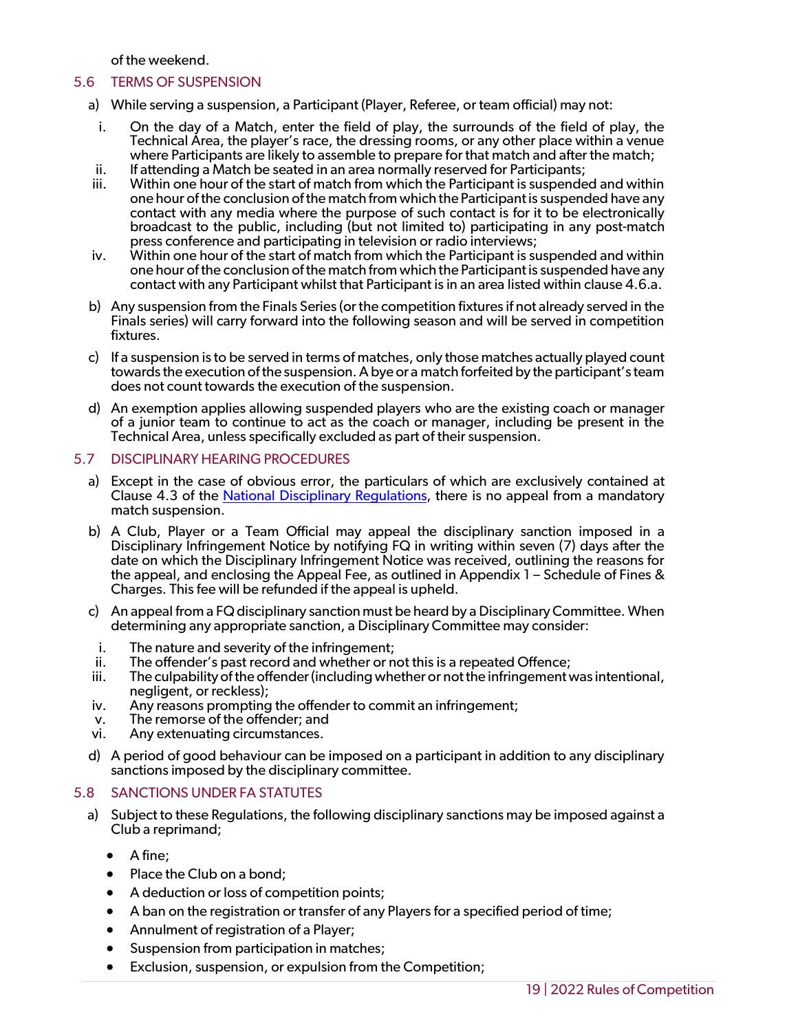of the weekend.

## 5.6 TERMS OF SUSPENSION

a) While serving a suspension, a Participant (Player, Referee, or team official) may not:

   i. On the day of a Match, enter the field of play, the surrounds of the field of play, the Technical Area, the player's race, the dressing rooms, or any other place within a venue where Participants are likely to assemble to prepare for that match and after the match;
   ii. If attending a Match be seated in an area normally reserved for Participants;
   iii. Within one hour of the start of match from which the Participant is suspended and within one hour of the conclusion of the match from which the Participant is suspended have any contact with any media where the purpose of such contact is for it to be electronically broadcast to the public, including (but not limited to) participating in any post-match press conference and participating in television or radio interviews;
   iv. Within one hour of the start of match from which the Participant is suspended and within one hour of the conclusion of the match from which the Participant is suspended have any contact with any Participant whilst that Participant is in an area listed within clause 4.6.a.

b) Any suspension from the Finals Series (or the competition fixtures if not already served in the Finals series) will carry forward into the following season and will be served in competition fixtures.

c) If a suspension is to be served in terms of matches, only those matches actually played count towards the execution of the suspension. A bye or a match forfeited by the participant's team does not count towards the execution of the suspension.

d) An exemption applies allowing suspended players who are the existing coach or manager of a junior team to continue to act as the coach or manager, including be present in the Technical Area, unless specifically excluded as part of their suspension.

## 5.7 DISCIPLINARY HEARING PROCEDURES

a) Except in the case of obvious error, the particulars of which are exclusively contained at Clause 4.3 of the National Disciplinary Regulations, there is no appeal from a mandatory match suspension.

b) A Club, Player or a Team Official may appeal the disciplinary sanction imposed in a Disciplinary Infringement Notice by notifying FQ in writing within seven (7) days after the date on which the Disciplinary Infringement Notice was received, outlining the reasons for the appeal, and enclosing the Appeal Fee, as outlined in Appendix 1 – Schedule of Fines & Charges. This fee will be refunded if the appeal is upheld.

c) An appeal from a FQ disciplinary sanction must be heard by a Disciplinary Committee. When determining any appropriate sanction, a Disciplinary Committee may consider:

   i. The nature and severity of the infringement;
   ii. The offender's past record and whether or not this is a repeated Offence;
   iii. The culpability of the offender (including whether or not the infringement was intentional, negligent, or reckless);
   iv. Any reasons prompting the offender to commit an infringement;
   v. The remorse of the offender; and
   vi. Any extenuating circumstances.

d) A period of good behaviour can be imposed on a participant in addition to any disciplinary sanctions imposed by the disciplinary committee.

## 5.8 SANCTIONS UNDER FA STATUTES

a) Subject to these Regulations, the following disciplinary sanctions may be imposed against a Club a reprimand;

   - A fine;
   - Place the Club on a bond;
   - A deduction or loss of competition points;
   - A ban on the registration or transfer of any Players for a specified period of time;
   - Annulment of registration of a Player;
   - Suspension from participation in matches;
   - Exclusion, suspension, or expulsion from the Competition;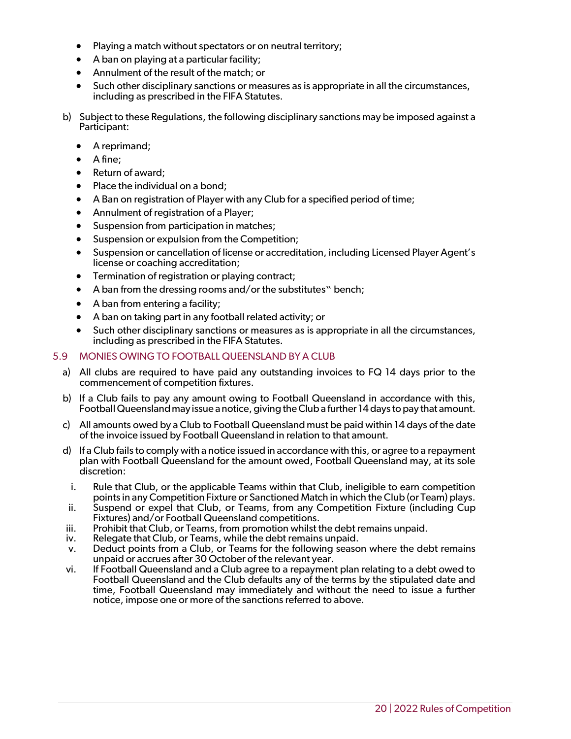- Playing a match without spectators or on neutral territory;
- A ban on playing at a particular facility;
- Annulment of the result of the match; or
- Such other disciplinary sanctions or measures as is appropriate in all the circumstances, including as prescribed in the FIFA Statutes.

b) Subject to these Regulations, the following disciplinary sanctions may be imposed against a Participant:

- A reprimand;
- A fine;
- Return of award;
- Place the individual on a bond;
- A Ban on registration of Player with any Club for a specified period of time;
- Annulment of registration of a Player;
- Suspension from participation in matches;
- Suspension or expulsion from the Competition;
- Suspension or cancellation of license or accreditation, including Licensed Player Agent's license or coaching accreditation;
- Termination of registration or playing contract;
- A ban from the dressing rooms and/or the substitutes" bench;
- A ban from entering a facility;
- A ban on taking part in any football related activity; or
- Such other disciplinary sanctions or measures as is appropriate in all the circumstances, including as prescribed in the FIFA Statutes.

## 5.9 MONIES OWING TO FOOTBALL QUEENSLAND BY A CLUB

a) All clubs are required to have paid any outstanding invoices to FQ 14 days prior to the commencement of competition fixtures.

b) If a Club fails to pay any amount owing to Football Queensland in accordance with this, Football Queensland may issue a notice, giving the Club a further 14 days to pay that amount.

c) All amounts owed by a Club to Football Queensland must be paid within 14 days of the date of the invoice issued by Football Queensland in relation to that amount.

d) If a Club fails to comply with a notice issued in accordance with this, or agree to a repayment plan with Football Queensland for the amount owed, Football Queensland may, at its sole discretion:

i. Rule that Club, or the applicable Teams within that Club, ineligible to earn competition points in any Competition Fixture or Sanctioned Match in which the Club (or Team) plays.
ii. Suspend or expel that Club, or Teams, from any Competition Fixture (including Cup Fixtures) and/or Football Queensland competitions.
iii. Prohibit that Club, or Teams, from promotion whilst the debt remains unpaid.
iv. Relegate that Club, or Teams, while the debt remains unpaid.
v. Deduct points from a Club, or Teams for the following season where the debt remains unpaid or accrues after 30 October of the relevant year.
vi. If Football Queensland and a Club agree to a repayment plan relating to a debt owed to Football Queensland and the Club defaults any of the terms by the stipulated date and time, Football Queensland may immediately and without the need to issue a further notice, impose one or more of the sanctions referred to above.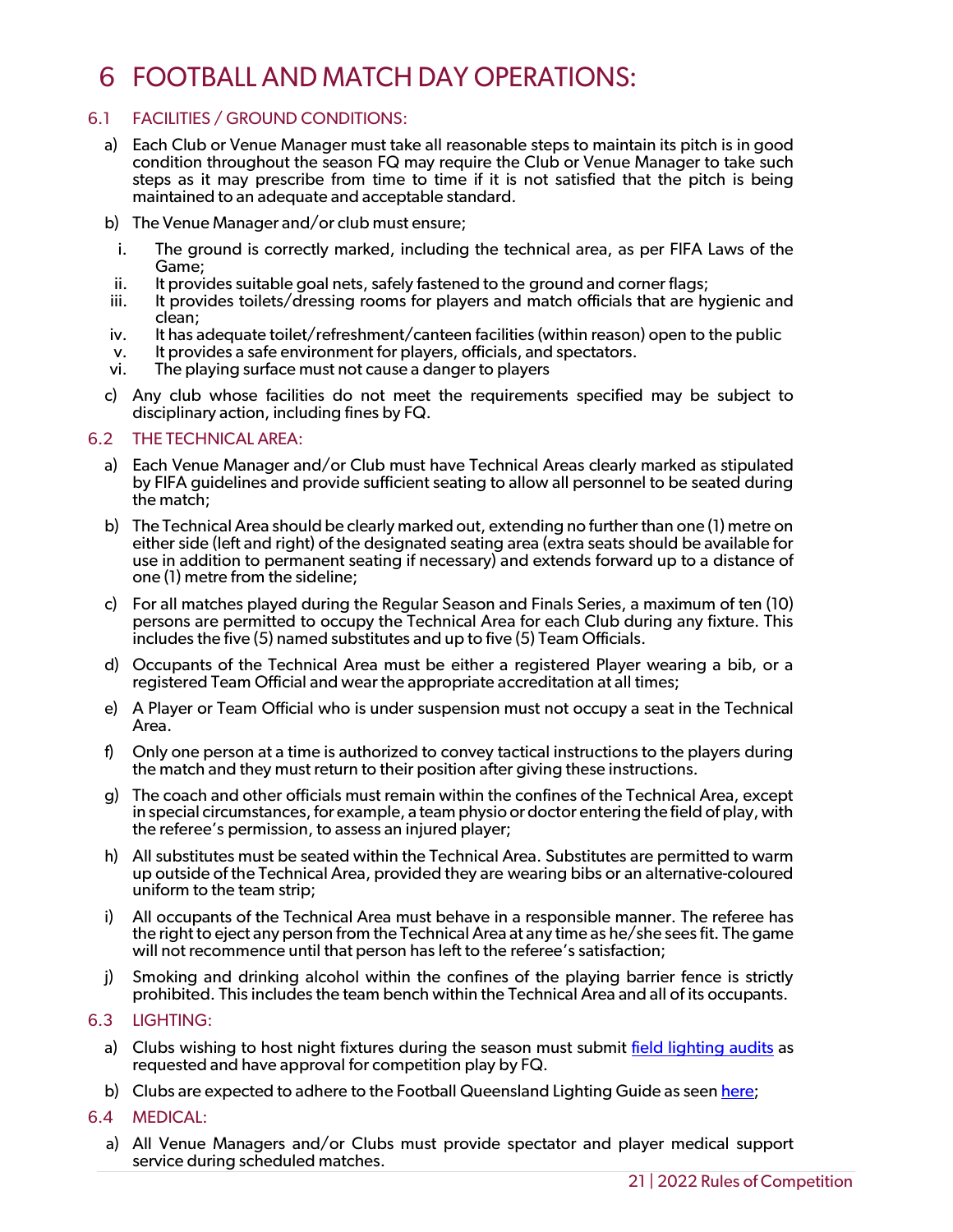# 6 FOOTBALL AND MATCH DAY OPERATIONS:

## 6.1 FACILITIES / GROUND CONDITIONS:

a) Each Club or Venue Manager must take all reasonable steps to maintain its pitch is in good condition throughout the season FQ may require the Club or Venue Manager to take such steps as it may prescribe from time to time if it is not satisfied that the pitch is being maintained to an adequate and acceptable standard.

b) The Venue Manager and/or club must ensure;

   i. The ground is correctly marked, including the technical area, as per FIFA Laws of the Game;
   ii. It provides suitable goal nets, safely fastened to the ground and corner flags;
   iii. It provides toilets/dressing rooms for players and match officials that are hygienic and clean;
   iv. It has adequate toilet/refreshment/canteen facilities (within reason) open to the public
   v. It provides a safe environment for players, officials, and spectators.
   vi. The playing surface must not cause a danger to players

c) Any club whose facilities do not meet the requirements specified may be subject to disciplinary action, including fines by FQ.

## 6.2 THE TECHNICAL AREA:

a) Each Venue Manager and/or Club must have Technical Areas clearly marked as stipulated by FIFA guidelines and provide sufficient seating to allow all personnel to be seated during the match;

b) The Technical Area should be clearly marked out, extending no further than one (1) metre on either side (left and right) of the designated seating area (extra seats should be available for use in addition to permanent seating if necessary) and extends forward up to a distance of one (1) metre from the sideline;

c) For all matches played during the Regular Season and Finals Series, a maximum of ten (10) persons are permitted to occupy the Technical Area for each Club during any fixture. This includes the five (5) named substitutes and up to five (5) Team Officials.

d) Occupants of the Technical Area must be either a registered Player wearing a bib, or a registered Team Official and wear the appropriate accreditation at all times;

e) A Player or Team Official who is under suspension must not occupy a seat in the Technical Area.

f) Only one person at a time is authorized to convey tactical instructions to the players during the match and they must return to their position after giving these instructions.

g) The coach and other officials must remain within the confines of the Technical Area, except in special circumstances, for example, a team physio or doctor entering the field of play, with the referee's permission, to assess an injured player;

h) All substitutes must be seated within the Technical Area. Substitutes are permitted to warm up outside of the Technical Area, provided they are wearing bibs or an alternative-coloured uniform to the team strip;

i) All occupants of the Technical Area must behave in a responsible manner. The referee has the right to eject any person from the Technical Area at any time as he/she sees fit. The game will not recommence until that person has left to the referee's satisfaction;

j) Smoking and drinking alcohol within the confines of the playing barrier fence is strictly prohibited. This includes the team bench within the Technical Area and all of its occupants.

## 6.3 LIGHTING:

a) Clubs wishing to host night fixtures during the season must submit field lighting audits as requested and have approval for competition play by FQ.

b) Clubs are expected to adhere to the Football Queensland Lighting Guide as seen here;

## 6.4 MEDICAL:

a) All Venue Managers and/or Clubs must provide spectator and player medical support service during scheduled matches.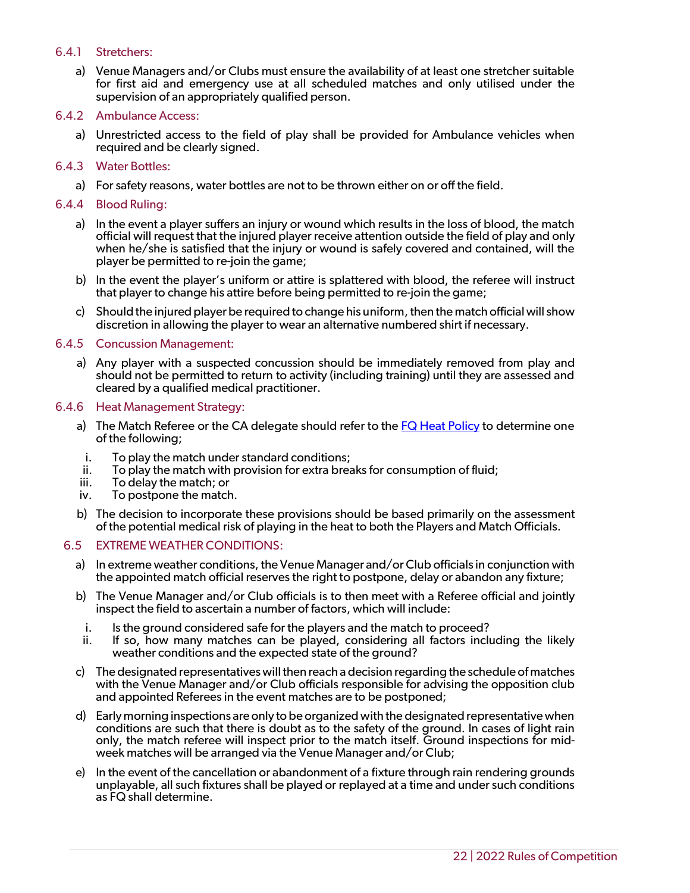### 6.4.1 Stretchers:

a) Venue Managers and/or Clubs must ensure the availability of at least one stretcher suitable for first aid and emergency use at all scheduled matches and only utilised under the supervision of an appropriately qualified person.

### 6.4.2 Ambulance Access:

a) Unrestricted access to the field of play shall be provided for Ambulance vehicles when required and be clearly signed.

### 6.4.3 Water Bottles:

a) For safety reasons, water bottles are not to be thrown either on or off the field.

### 6.4.4 Blood Ruling:

a) In the event a player suffers an injury or wound which results in the loss of blood, the match official will request that the injured player receive attention outside the field of play and only when he/she is satisfied that the injury or wound is safely covered and contained, will the player be permitted to re-join the game;

b) In the event the player's uniform or attire is splattered with blood, the referee will instruct that player to change his attire before being permitted to re-join the game;

c) Should the injured player be required to change his uniform, then the match official will show discretion in allowing the player to wear an alternative numbered shirt if necessary.

### 6.4.5 Concussion Management:

a) Any player with a suspected concussion should be immediately removed from play and should not be permitted to return to activity (including training) until they are assessed and cleared by a qualified medical practitioner.

### 6.4.6 Heat Management Strategy:

a) The Match Referee or the CA delegate should refer to the FQ Heat Policy to determine one of the following;

   i. To play the match under standard conditions;
   ii. To play the match with provision for extra breaks for consumption of fluid;
   iii. To delay the match; or
   iv. To postpone the match.

b) The decision to incorporate these provisions should be based primarily on the assessment of the potential medical risk of playing in the heat to both the Players and Match Officials.

## 6.5 EXTREME WEATHER CONDITIONS:

a) In extreme weather conditions, the Venue Manager and/or Club officials in conjunction with the appointed match official reserves the right to postpone, delay or abandon any fixture;

b) The Venue Manager and/or Club officials is to then meet with a Referee official and jointly inspect the field to ascertain a number of factors, which will include:

   i. Is the ground considered safe for the players and the match to proceed?
   ii. If so, how many matches can be played, considering all factors including the likely weather conditions and the expected state of the ground?

c) The designated representatives will then reach a decision regarding the schedule of matches with the Venue Manager and/or Club officials responsible for advising the opposition club and appointed Referees in the event matches are to be postponed;

d) Early morning inspections are only to be organized with the designated representative when conditions are such that there is doubt as to the safety of the ground. In cases of light rain only, the match referee will inspect prior to the match itself. Ground inspections for mid-week matches will be arranged via the Venue Manager and/or Club;

e) In the event of the cancellation or abandonment of a fixture through rain rendering grounds unplayable, all such fixtures shall be played or replayed at a time and under such conditions as FQ shall determine.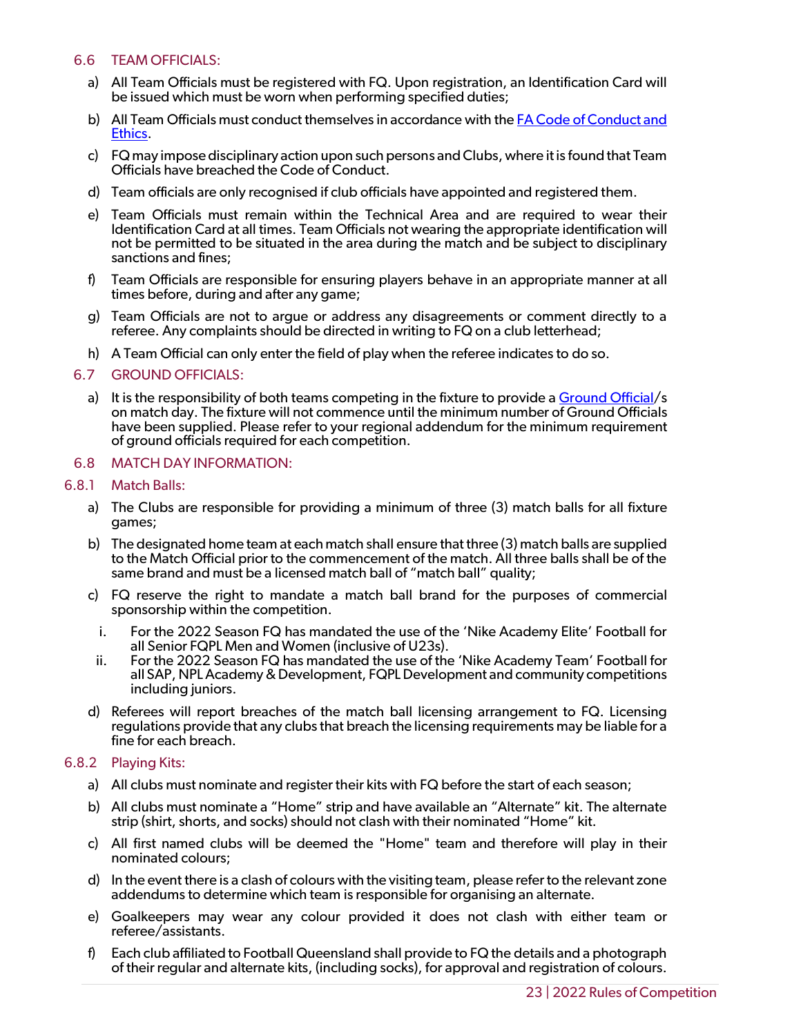### 6.6 TEAM OFFICIALS:

a) All Team Officials must be registered with FQ. Upon registration, an Identification Card will be issued which must be worn when performing specified duties;

b) All Team Officials must conduct themselves in accordance with the [FA Code of Conduct and Ethics](#).

c) FQ may impose disciplinary action upon such persons and Clubs, where it is found that Team Officials have breached the Code of Conduct.

d) Team officials are only recognised if club officials have appointed and registered them.

e) Team Officials must remain within the Technical Area and are required to wear their Identification Card at all times. Team Officials not wearing the appropriate identification will not be permitted to be situated in the area during the match and be subject to disciplinary sanctions and fines;

f) Team Officials are responsible for ensuring players behave in an appropriate manner at all times before, during and after any game;

g) Team Officials are not to argue or address any disagreements or comment directly to a referee. Any complaints should be directed in writing to FQ on a club letterhead;

h) A Team Official can only enter the field of play when the referee indicates to do so.

### 6.7 GROUND OFFICIALS:

a) It is the responsibility of both teams competing in the fixture to provide a [Ground Official](#)/s on match day. The fixture will not commence until the minimum number of Ground Officials have been supplied. Please refer to your regional addendum for the minimum requirement of ground officials required for each competition.

### 6.8 MATCH DAY INFORMATION:

#### 6.8.1 Match Balls:

a) The Clubs are responsible for providing a minimum of three (3) match balls for all fixture games;

b) The designated home team at each match shall ensure that three (3) match balls are supplied to the Match Official prior to the commencement of the match. All three balls shall be of the same brand and must be a licensed match ball of "match ball" quality;

c) FQ reserve the right to mandate a match ball brand for the purposes of commercial sponsorship within the competition.

   i. For the 2022 Season FQ has mandated the use of the 'Nike Academy Elite' Football for all Senior FQPL Men and Women (inclusive of U23s).

   ii. For the 2022 Season FQ has mandated the use of the 'Nike Academy Team' Football for all SAP, NPL Academy & Development, FQPL Development and community competitions including juniors.

d) Referees will report breaches of the match ball licensing arrangement to FQ. Licensing regulations provide that any clubs that breach the licensing requirements may be liable for a fine for each breach.

#### 6.8.2 Playing Kits:

a) All clubs must nominate and register their kits with FQ before the start of each season;

b) All clubs must nominate a "Home" strip and have available an "Alternate" kit. The alternate strip (shirt, shorts, and socks) should not clash with their nominated "Home" kit.

c) All first named clubs will be deemed the "Home" team and therefore will play in their nominated colours;

d) In the event there is a clash of colours with the visiting team, please refer to the relevant zone addendums to determine which team is responsible for organising an alternate.

e) Goalkeepers may wear any colour provided it does not clash with either team or referee/assistants.

f) Each club affiliated to Football Queensland shall provide to FQ the details and a photograph of their regular and alternate kits, (including socks), for approval and registration of colours.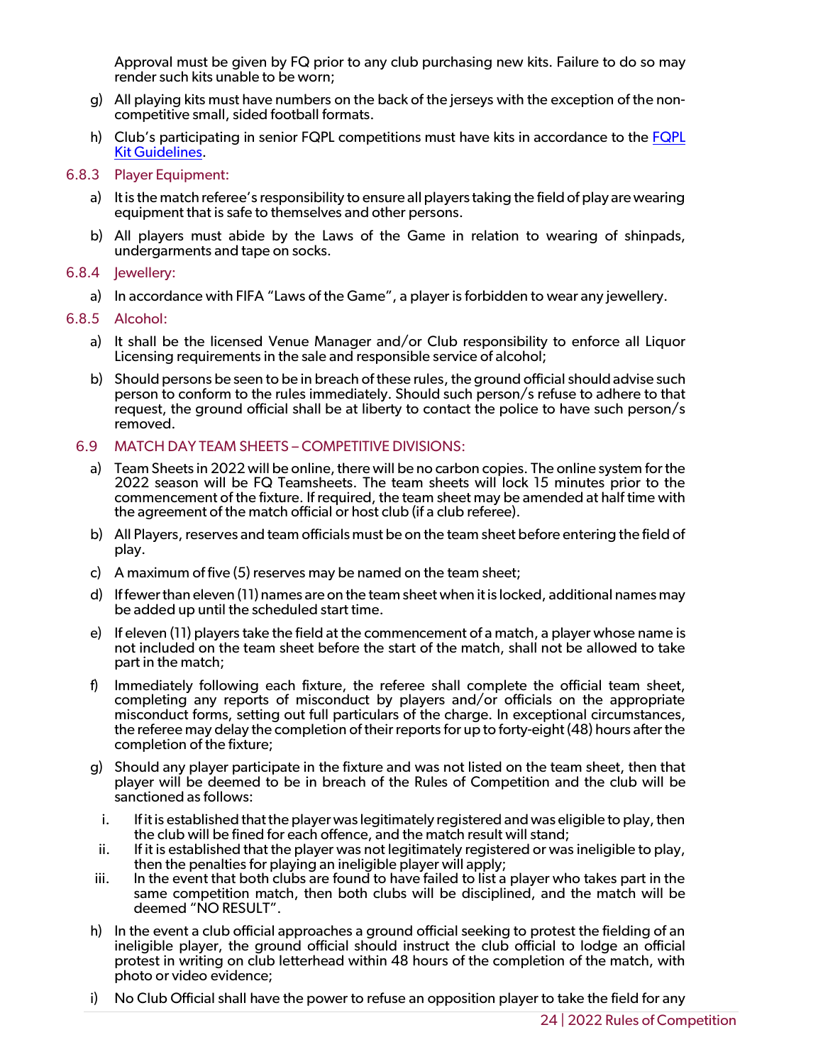Approval must be given by FQ prior to any club purchasing new kits. Failure to do so may render such kits unable to be worn;

g) All playing kits must have numbers on the back of the jerseys with the exception of the non-competitive small, sided football formats.

h) Club's participating in senior FQPL competitions must have kits in accordance to the [FQPL Kit Guidelines]().

#### 6.8.3 Player Equipment:

a) It is the match referee's responsibility to ensure all players taking the field of play are wearing equipment that is safe to themselves and other persons.

b) All players must abide by the Laws of the Game in relation to wearing of shinpads, undergarments and tape on socks.

#### 6.8.4 Jewellery:

a) In accordance with FIFA "Laws of the Game", a player is forbidden to wear any jewellery.

#### 6.8.5 Alcohol:

a) It shall be the licensed Venue Manager and/or Club responsibility to enforce all Liquor Licensing requirements in the sale and responsible service of alcohol;

b) Should persons be seen to be in breach of these rules, the ground official should advise such person to conform to the rules immediately. Should such person/s refuse to adhere to that request, the ground official shall be at liberty to contact the police to have such person/s removed.

### 6.9 MATCH DAY TEAM SHEETS – COMPETITIVE DIVISIONS:

a) Team Sheets in 2022 will be online, there will be no carbon copies. The online system for the 2022 season will be FQ Teamsheets. The team sheets will lock 15 minutes prior to the commencement of the fixture. If required, the team sheet may be amended at half time with the agreement of the match official or host club (if a club referee).

b) All Players, reserves and team officials must be on the team sheet before entering the field of play.

c) A maximum of five (5) reserves may be named on the team sheet;

d) If fewer than eleven (11) names are on the team sheet when it is locked, additional names may be added up until the scheduled start time.

e) If eleven (11) players take the field at the commencement of a match, a player whose name is not included on the team sheet before the start of the match, shall not be allowed to take part in the match;

f) Immediately following each fixture, the referee shall complete the official team sheet, completing any reports of misconduct by players and/or officials on the appropriate misconduct forms, setting out full particulars of the charge. In exceptional circumstances, the referee may delay the completion of their reports for up to forty-eight (48) hours after the completion of the fixture;

g) Should any player participate in the fixture and was not listed on the team sheet, then that player will be deemed to be in breach of the Rules of Competition and the club will be sanctioned as follows:

   i. If it is established that the player was legitimately registered and was eligible to play, then the club will be fined for each offence, and the match result will stand;
   
   ii. If it is established that the player was not legitimately registered or was ineligible to play, then the penalties for playing an ineligible player will apply;
   
   iii. In the event that both clubs are found to have failed to list a player who takes part in the same competition match, then both clubs will be disciplined, and the match will be deemed "NO RESULT".

h) In the event a club official approaches a ground official seeking to protest the fielding of an ineligible player, the ground official should instruct the club official to lodge an official protest in writing on club letterhead within 48 hours of the completion of the match, with photo or video evidence;

i) No Club Official shall have the power to refuse an opposition player to take the field for any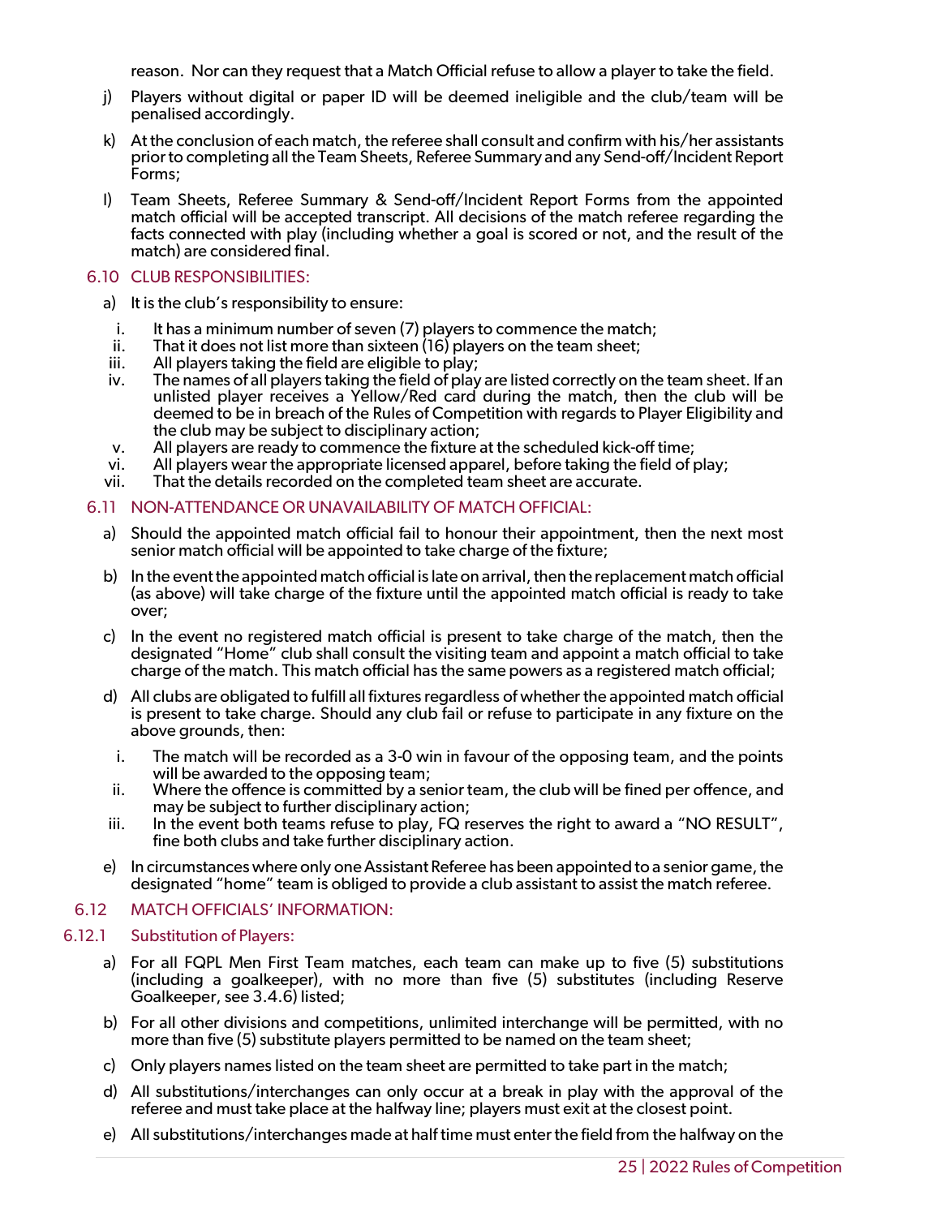reason. Nor can they request that a Match Official refuse to allow a player to take the field.

j) Players without digital or paper ID will be deemed ineligible and the club/team will be penalised accordingly.

k) At the conclusion of each match, the referee shall consult and confirm with his/her assistants prior to completing all the Team Sheets, Referee Summary and any Send-off/Incident Report Forms;

l) Team Sheets, Referee Summary & Send-off/Incident Report Forms from the appointed match official will be accepted transcript. All decisions of the match referee regarding the facts connected with play (including whether a goal is scored or not, and the result of the match) are considered final.

### 6.10 CLUB RESPONSIBILITIES:

a) It is the club's responsibility to ensure:

   i. It has a minimum number of seven (7) players to commence the match;
   ii. That it does not list more than sixteen (16) players on the team sheet;
   iii. All players taking the field are eligible to play;
   iv. The names of all players taking the field of play are listed correctly on the team sheet. If an unlisted player receives a Yellow/Red card during the match, then the club will be deemed to be in breach of the Rules of Competition with regards to Player Eligibility and the club may be subject to disciplinary action;
   v. All players are ready to commence the fixture at the scheduled kick-off time;
   vi. All players wear the appropriate licensed apparel, before taking the field of play;
   vii. That the details recorded on the completed team sheet are accurate.

### 6.11 NON-ATTENDANCE OR UNAVAILABILITY OF MATCH OFFICIAL:

a) Should the appointed match official fail to honour their appointment, then the next most senior match official will be appointed to take charge of the fixture;

b) In the event the appointed match official is late on arrival, then the replacement match official (as above) will take charge of the fixture until the appointed match official is ready to take over;

c) In the event no registered match official is present to take charge of the match, then the designated "Home" club shall consult the visiting team and appoint a match official to take charge of the match. This match official has the same powers as a registered match official;

d) All clubs are obligated to fulfill all fixtures regardless of whether the appointed match official is present to take charge. Should any club fail or refuse to participate in any fixture on the above grounds, then:

   i. The match will be recorded as a 3-0 win in favour of the opposing team, and the points will be awarded to the opposing team;
   ii. Where the offence is committed by a senior team, the club will be fined per offence, and may be subject to further disciplinary action;
   iii. In the event both teams refuse to play, FQ reserves the right to award a "NO RESULT", fine both clubs and take further disciplinary action.

e) In circumstances where only one Assistant Referee has been appointed to a senior game, the designated "home" team is obliged to provide a club assistant to assist the match referee.

### 6.12 MATCH OFFICIALS' INFORMATION:

#### 6.12.1 Substitution of Players:

a) For all FQPL Men First Team matches, each team can make up to five (5) substitutions (including a goalkeeper), with no more than five (5) substitutes (including Reserve Goalkeeper, see 3.4.6) listed;

b) For all other divisions and competitions, unlimited interchange will be permitted, with no more than five (5) substitute players permitted to be named on the team sheet;

c) Only players names listed on the team sheet are permitted to take part in the match;

d) All substitutions/interchanges can only occur at a break in play with the approval of the referee and must take place at the halfway line; players must exit at the closest point.

e) All substitutions/interchanges made at half time must enter the field from the halfway on the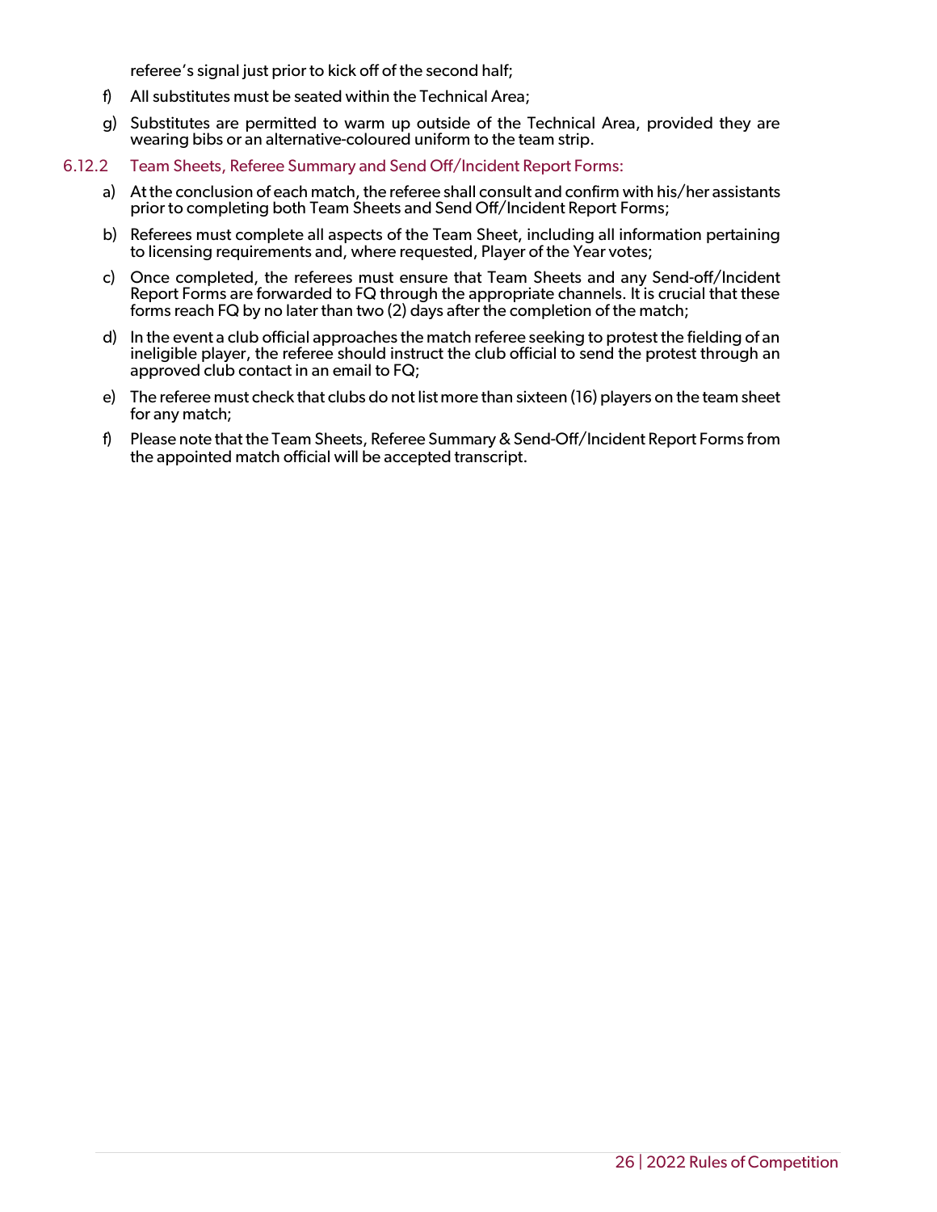referee's signal just prior to kick off of the second half;

f) All substitutes must be seated within the Technical Area;

g) Substitutes are permitted to warm up outside of the Technical Area, provided they are wearing bibs or an alternative-coloured uniform to the team strip.

6.12.2 Team Sheets, Referee Summary and Send Off/Incident Report Forms:

a) At the conclusion of each match, the referee shall consult and confirm with his/her assistants prior to completing both Team Sheets and Send Off/Incident Report Forms;

b) Referees must complete all aspects of the Team Sheet, including all information pertaining to licensing requirements and, where requested, Player of the Year votes;

c) Once completed, the referees must ensure that Team Sheets and any Send-off/Incident Report Forms are forwarded to FQ through the appropriate channels. It is crucial that these forms reach FQ by no later than two (2) days after the completion of the match;

d) In the event a club official approaches the match referee seeking to protest the fielding of an ineligible player, the referee should instruct the club official to send the protest through an approved club contact in an email to FQ;

e) The referee must check that clubs do not list more than sixteen (16) players on the team sheet for any match;

f) Please note that the Team Sheets, Referee Summary & Send-Off/Incident Report Forms from the appointed match official will be accepted transcript.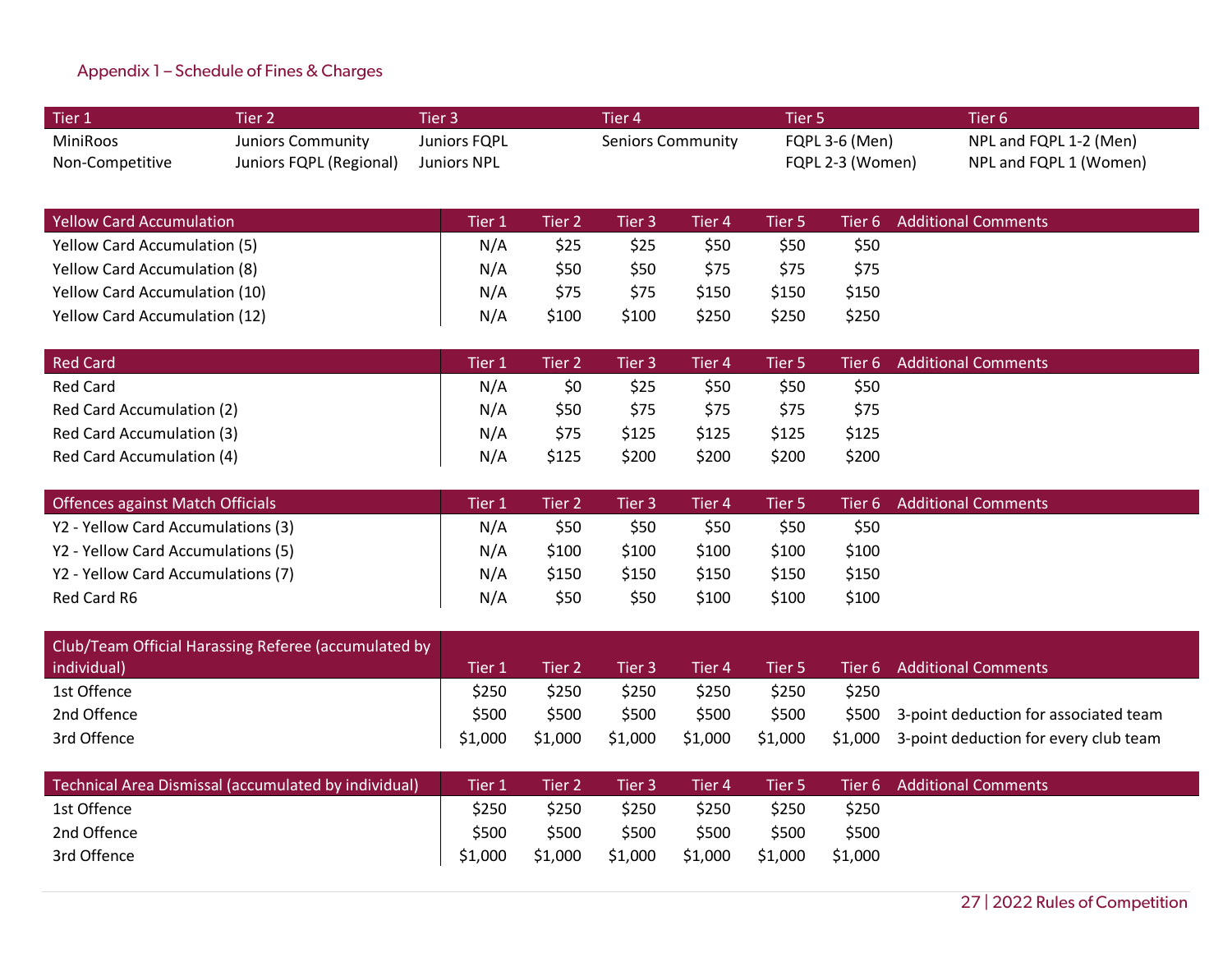## Appendix 1 – Schedule of Fines & Charges

| Tier 1 | Tier 2 | Tier 3 | Tier 4 | Tier 5 | Tier 6 |
|---|---|---|---|---|---|
| MiniRoos<br>Non-Competitive | Juniors Community<br>Juniors FQPL (Regional) | Juniors FQPL<br>Juniors NPL | Seniors Community | FQPL 3-6 (Men)<br>FQPL 2-3 (Women) | NPL and FQPL 1-2 (Men)<br>NPL and FQPL 1 (Women) |

| Yellow Card Accumulation | Tier 1 | Tier 2 | Tier 3 | Tier 4 | Tier 5 | Tier 6 | Additional Comments |
|---|---|---|---|---|---|---|---|
| Yellow Card Accumulation (5) | N/A | $25 | $25 | $50 | $50 | $50 | |
| Yellow Card Accumulation (8) | N/A | $50 | $50 | $75 | $75 | $75 | |
| Yellow Card Accumulation (10) | N/A | $75 | $75 | $150 | $150 | $150 | |
| Yellow Card Accumulation (12) | N/A | $100 | $100 | $250 | $250 | $250 | |

| Red Card | Tier 1 | Tier 2 | Tier 3 | Tier 4 | Tier 5 | Tier 6 | Additional Comments |
|---|---|---|---|---|---|---|---|
| Red Card | N/A | $0 | $25 | $50 | $50 | $50 | |
| Red Card Accumulation (2) | N/A | $50 | $75 | $75 | $75 | $75 | |
| Red Card Accumulation (3) | N/A | $75 | $125 | $125 | $125 | $125 | |
| Red Card Accumulation (4) | N/A | $125 | $200 | $200 | $200 | $200 | |

| Offences against Match Officials | Tier 1 | Tier 2 | Tier 3 | Tier 4 | Tier 5 | Tier 6 | Additional Comments |
|---|---|---|---|---|---|---|---|
| Y2 - Yellow Card Accumulations (3) | N/A | $50 | $50 | $50 | $50 | $50 | |
| Y2 - Yellow Card Accumulations (5) | N/A | $100 | $100 | $100 | $100 | $100 | |
| Y2 - Yellow Card Accumulations (7) | N/A | $150 | $150 | $150 | $150 | $150 | |
| Red Card R6 | N/A | $50 | $50 | $100 | $100 | $100 | |

| Club/Team Official Harassing Referee (accumulated by individual) | Tier 1 | Tier 2 | Tier 3 | Tier 4 | Tier 5 | Tier 6 | Additional Comments |
|---|---|---|---|---|---|---|---|
| 1st Offence | $250 | $250 | $250 | $250 | $250 | $250 | |
| 2nd Offence | $500 | $500 | $500 | $500 | $500 | $500 | 3-point deduction for associated team |
| 3rd Offence | $1,000 | $1,000 | $1,000 | $1,000 | $1,000 | $1,000 | 3-point deduction for every club team |

| Technical Area Dismissal (accumulated by individual) | Tier 1 | Tier 2 | Tier 3 | Tier 4 | Tier 5 | Tier 6 | Additional Comments |
|---|---|---|---|---|---|---|---|
| 1st Offence | $250 | $250 | $250 | $250 | $250 | $250 | |
| 2nd Offence | $500 | $500 | $500 | $500 | $500 | $500 | |
| 3rd Offence | $1,000 | $1,000 | $1,000 | $1,000 | $1,000 | $1,000 | |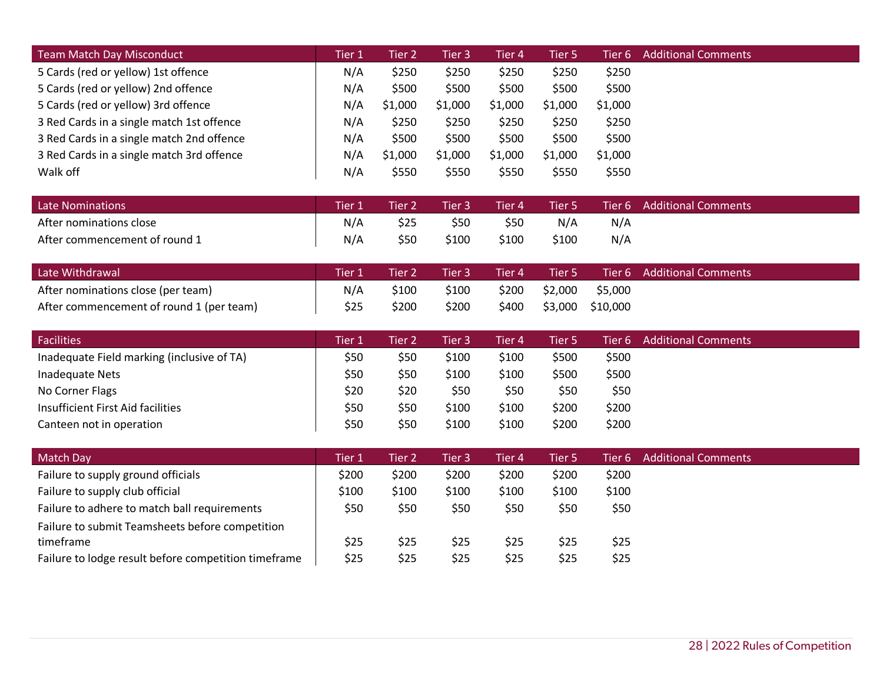| Team Match Day Misconduct | Tier 1 | Tier 2 | Tier 3 | Tier 4 | Tier 5 | Tier 6 | Additional Comments |
|---|---|---|---|---|---|---|---|
| 5 Cards (red or yellow) 1st offence | N/A | $250 | $250 | $250 | $250 | $250 | |
| 5 Cards (red or yellow) 2nd offence | N/A | $500 | $500 | $500 | $500 | $500 | |
| 5 Cards (red or yellow) 3rd offence | N/A | $1,000 | $1,000 | $1,000 | $1,000 | $1,000 | |
| 3 Red Cards in a single match 1st offence | N/A | $250 | $250 | $250 | $250 | $250 | |
| 3 Red Cards in a single match 2nd offence | N/A | $500 | $500 | $500 | $500 | $500 | |
| 3 Red Cards in a single match 3rd offence | N/A | $1,000 | $1,000 | $1,000 | $1,000 | $1,000 | |
| Walk off | N/A | $550 | $550 | $550 | $550 | $550 | |

| Late Nominations | Tier 1 | Tier 2 | Tier 3 | Tier 4 | Tier 5 | Tier 6 | Additional Comments |
|---|---|---|---|---|---|---|---|
| After nominations close | N/A | $25 | $50 | $50 | N/A | N/A | |
| After commencement of round 1 | N/A | $50 | $100 | $100 | $100 | N/A | |

| Late Withdrawal | Tier 1 | Tier 2 | Tier 3 | Tier 4 | Tier 5 | Tier 6 | Additional Comments |
|---|---|---|---|---|---|---|---|
| After nominations close (per team) | N/A | $100 | $100 | $200 | $2,000 | $5,000 | |
| After commencement of round 1 (per team) | $25 | $200 | $200 | $400 | $3,000 | $10,000 | |

| Facilities | Tier 1 | Tier 2 | Tier 3 | Tier 4 | Tier 5 | Tier 6 | Additional Comments |
|---|---|---|---|---|---|---|---|
| Inadequate Field marking (inclusive of TA) | $50 | $50 | $100 | $100 | $500 | $500 | |
| Inadequate Nets | $50 | $50 | $100 | $100 | $500 | $500 | |
| No Corner Flags | $20 | $20 | $50 | $50 | $50 | $50 | |
| Insufficient First Aid facilities | $50 | $50 | $100 | $100 | $200 | $200 | |
| Canteen not in operation | $50 | $50 | $100 | $100 | $200 | $200 | |

| Match Day | Tier 1 | Tier 2 | Tier 3 | Tier 4 | Tier 5 | Tier 6 | Additional Comments |
|---|---|---|---|---|---|---|---|
| Failure to supply ground officials | $200 | $200 | $200 | $200 | $200 | $200 | |
| Failure to supply club official | $100 | $100 | $100 | $100 | $100 | $100 | |
| Failure to adhere to match ball requirements | $50 | $50 | $50 | $50 | $50 | $50 | |
| Failure to submit Teamsheets before competition timeframe | $25 | $25 | $25 | $25 | $25 | $25 | |
| Failure to lodge result before competition timeframe | $25 | $25 | $25 | $25 | $25 | $25 | |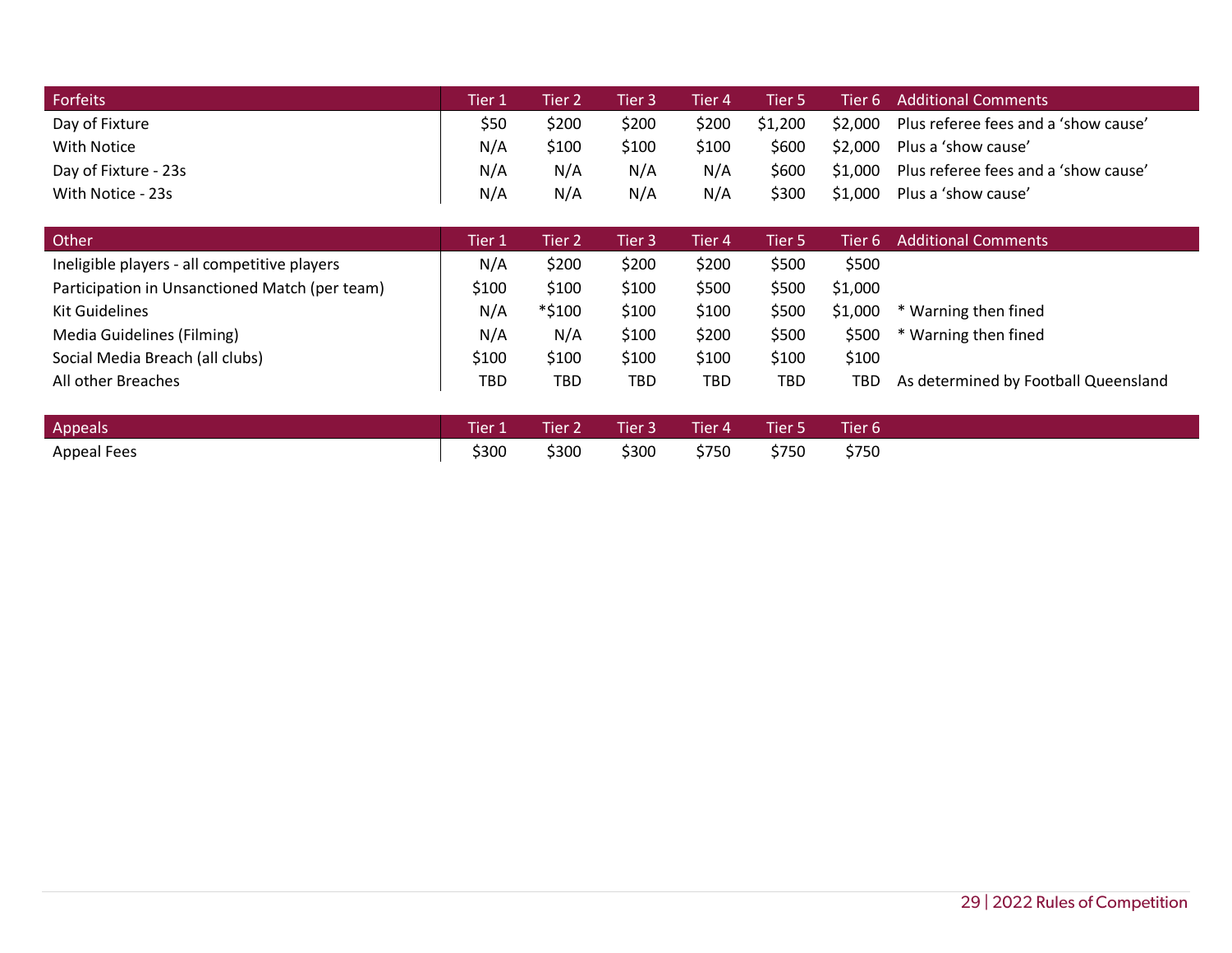| Forfeits | Tier 1 | Tier 2 | Tier 3 | Tier 4 | Tier 5 | Tier 6 | Additional Comments |
|---|---|---|---|---|---|---|---|
| Day of Fixture | $50 | $200 | $200 | $200 | $1,200 | $2,000 | Plus referee fees and a 'show cause' |
| With Notice | N/A | $100 | $100 | $100 | $600 | $2,000 | Plus a 'show cause' |
| Day of Fixture - 23s | N/A | N/A | N/A | N/A | $600 | $1,000 | Plus referee fees and a 'show cause' |
| With Notice - 23s | N/A | N/A | N/A | N/A | $300 | $1,000 | Plus a 'show cause' |

| Other | Tier 1 | Tier 2 | Tier 3 | Tier 4 | Tier 5 | Tier 6 | Additional Comments |
|---|---|---|---|---|---|---|---|
| Ineligible players - all competitive players | N/A | $200 | $200 | $200 | $500 | $500 | |
| Participation in Unsanctioned Match (per team) | $100 | $100 | $100 | $500 | $500 | $1,000 | |
| Kit Guidelines | N/A | *$100 | $100 | $100 | $500 | $1,000 | * Warning then fined |
| Media Guidelines (Filming) | N/A | N/A | $100 | $200 | $500 | $500 | * Warning then fined |
| Social Media Breach (all clubs) | $100 | $100 | $100 | $100 | $100 | $100 | |
| All other Breaches | TBD | TBD | TBD | TBD | TBD | TBD | As determined by Football Queensland |

| Appeals | Tier 1 | Tier 2 | Tier 3 | Tier 4 | Tier 5 | Tier 6 |
|---|---|---|---|---|---|---|
| Appeal Fees | $300 | $300 | $300 | $750 | $750 | $750 |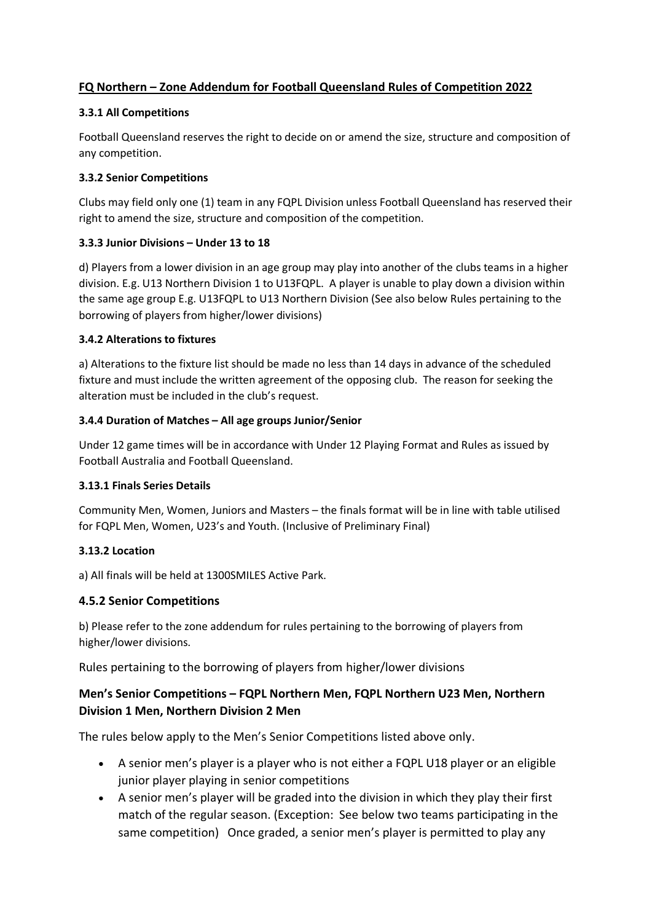## FQ Northern – Zone Addendum for Football Queensland Rules of Competition 2022

### 3.3.1 All Competitions

Football Queensland reserves the right to decide on or amend the size, structure and composition of any competition.

### 3.3.2 Senior Competitions

Clubs may field only one (1) team in any FQPL Division unless Football Queensland has reserved their right to amend the size, structure and composition of the competition.

### 3.3.3 Junior Divisions – Under 13 to 18

d) Players from a lower division in an age group may play into another of the clubs teams in a higher division. E.g. U13 Northern Division 1 to U13FQPL. A player is unable to play down a division within the same age group E.g. U13FQPL to U13 Northern Division (See also below Rules pertaining to the borrowing of players from higher/lower divisions)

### 3.4.2 Alterations to fixtures

a) Alterations to the fixture list should be made no less than 14 days in advance of the scheduled fixture and must include the written agreement of the opposing club. The reason for seeking the alteration must be included in the club's request.

### 3.4.4 Duration of Matches – All age groups Junior/Senior

Under 12 game times will be in accordance with Under 12 Playing Format and Rules as issued by Football Australia and Football Queensland.

### 3.13.1 Finals Series Details

Community Men, Women, Juniors and Masters – the finals format will be in line with table utilised for FQPL Men, Women, U23's and Youth. (Inclusive of Preliminary Final)

### 3.13.2 Location

a) All finals will be held at 1300SMILES Active Park.

### 4.5.2 Senior Competitions

b) Please refer to the zone addendum for rules pertaining to the borrowing of players from higher/lower divisions.

Rules pertaining to the borrowing of players from higher/lower divisions

### Men's Senior Competitions – FQPL Northern Men, FQPL Northern U23 Men, Northern Division 1 Men, Northern Division 2 Men

The rules below apply to the Men's Senior Competitions listed above only.

- A senior men's player is a player who is not either a FQPL U18 player or an eligible junior player playing in senior competitions
- A senior men's player will be graded into the division in which they play their first match of the regular season. (Exception: See below two teams participating in the same competition) Once graded, a senior men's player is permitted to play any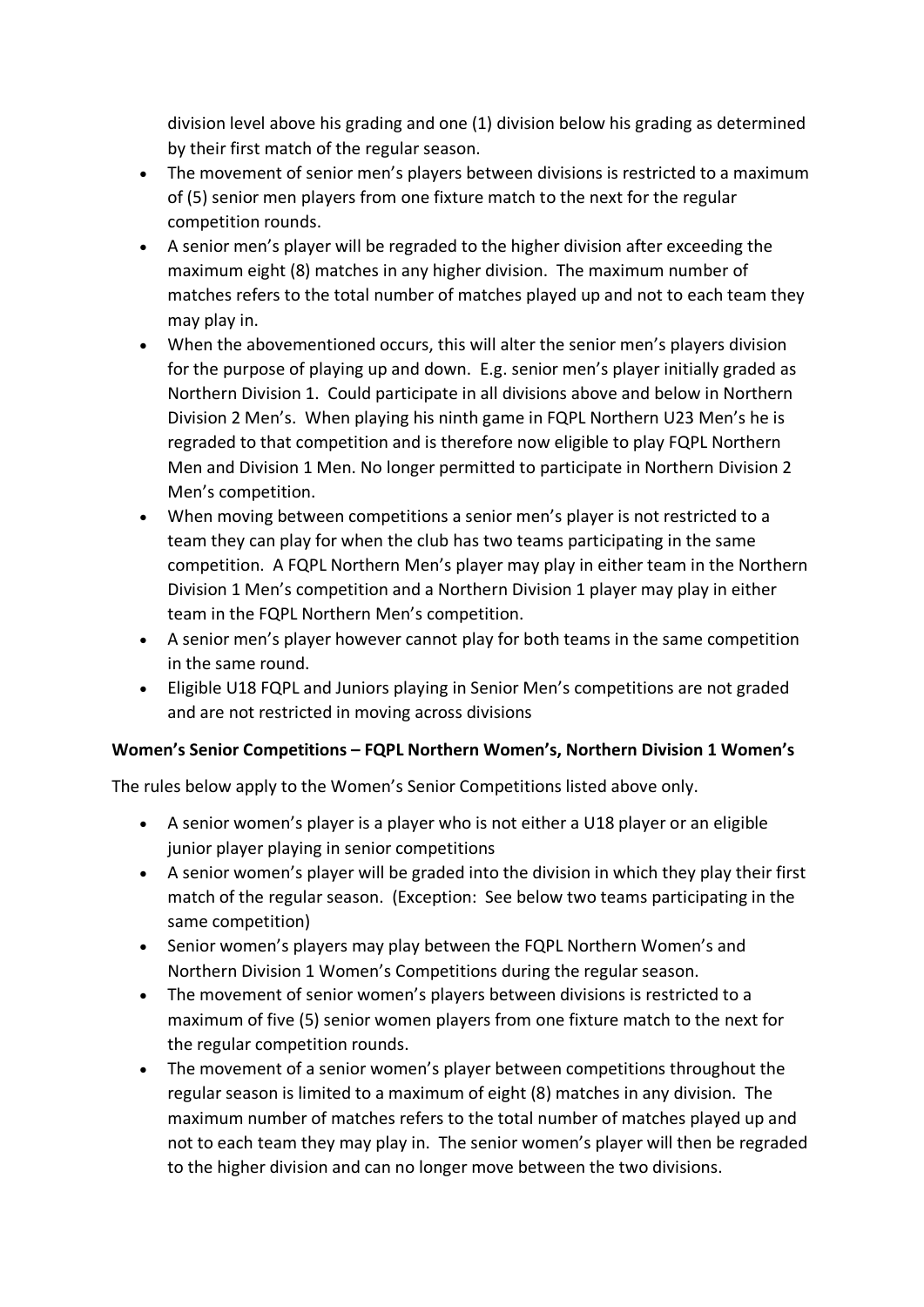division level above his grading and one (1) division below his grading as determined by their first match of the regular season.

- The movement of senior men's players between divisions is restricted to a maximum of (5) senior men players from one fixture match to the next for the regular competition rounds.
- A senior men's player will be regraded to the higher division after exceeding the maximum eight (8) matches in any higher division. The maximum number of matches refers to the total number of matches played up and not to each team they may play in.
- When the abovementioned occurs, this will alter the senior men's players division for the purpose of playing up and down. E.g. senior men's player initially graded as Northern Division 1. Could participate in all divisions above and below in Northern Division 2 Men's. When playing his ninth game in FQPL Northern U23 Men's he is regraded to that competition and is therefore now eligible to play FQPL Northern Men and Division 1 Men. No longer permitted to participate in Northern Division 2 Men's competition.
- When moving between competitions a senior men's player is not restricted to a team they can play for when the club has two teams participating in the same competition. A FQPL Northern Men's player may play in either team in the Northern Division 1 Men's competition and a Northern Division 1 player may play in either team in the FQPL Northern Men's competition.
- A senior men's player however cannot play for both teams in the same competition in the same round.
- Eligible U18 FQPL and Juniors playing in Senior Men's competitions are not graded and are not restricted in moving across divisions

**Women's Senior Competitions – FQPL Northern Women's, Northern Division 1 Women's**

The rules below apply to the Women's Senior Competitions listed above only.

- A senior women's player is a player who is not either a U18 player or an eligible junior player playing in senior competitions
- A senior women's player will be graded into the division in which they play their first match of the regular season. (Exception: See below two teams participating in the same competition)
- Senior women's players may play between the FQPL Northern Women's and Northern Division 1 Women's Competitions during the regular season.
- The movement of senior women's players between divisions is restricted to a maximum of five (5) senior women players from one fixture match to the next for the regular competition rounds.
- The movement of a senior women's player between competitions throughout the regular season is limited to a maximum of eight (8) matches in any division. The maximum number of matches refers to the total number of matches played up and not to each team they may play in. The senior women's player will then be regraded to the higher division and can no longer move between the two divisions.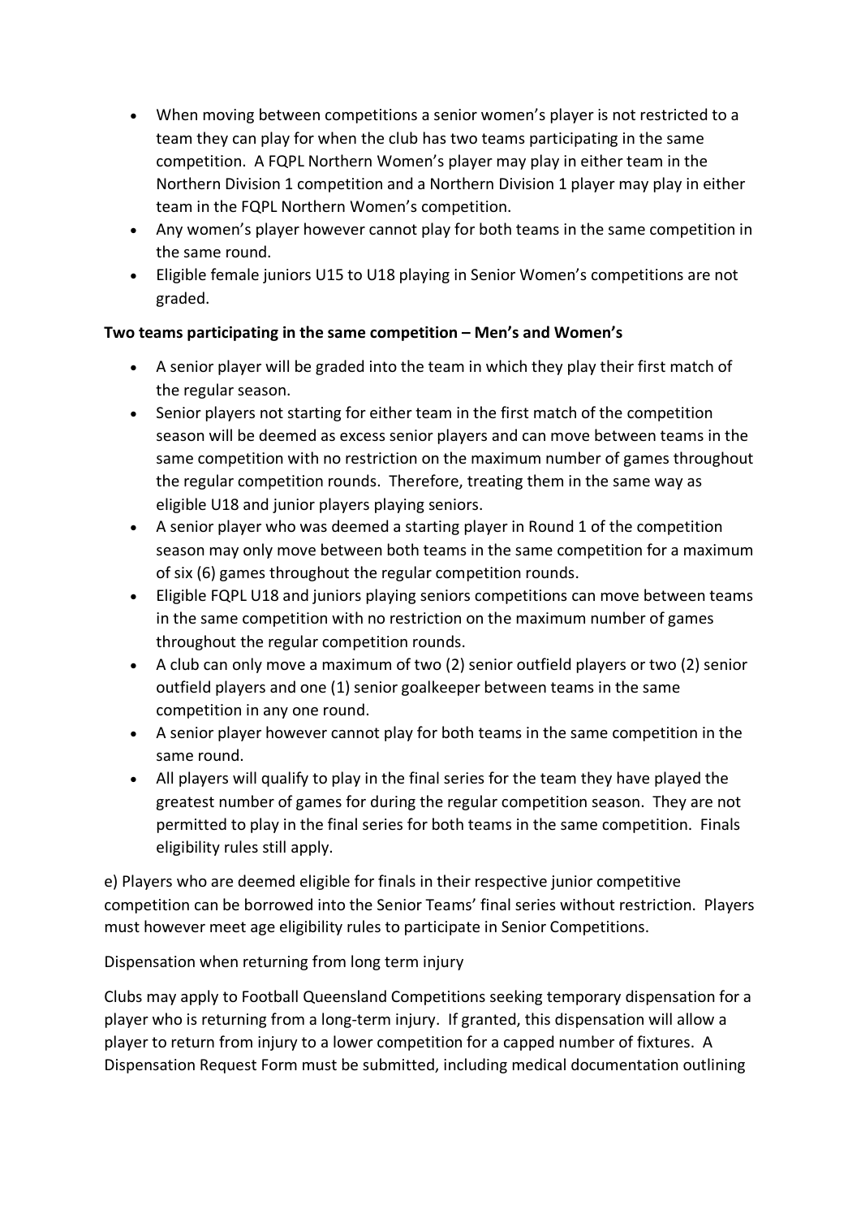- When moving between competitions a senior women's player is not restricted to a team they can play for when the club has two teams participating in the same competition. A FQPL Northern Women's player may play in either team in the Northern Division 1 competition and a Northern Division 1 player may play in either team in the FQPL Northern Women's competition.
- Any women's player however cannot play for both teams in the same competition in the same round.
- Eligible female juniors U15 to U18 playing in Senior Women's competitions are not graded.

**Two teams participating in the same competition – Men's and Women's**

- A senior player will be graded into the team in which they play their first match of the regular season.
- Senior players not starting for either team in the first match of the competition season will be deemed as excess senior players and can move between teams in the same competition with no restriction on the maximum number of games throughout the regular competition rounds. Therefore, treating them in the same way as eligible U18 and junior players playing seniors.
- A senior player who was deemed a starting player in Round 1 of the competition season may only move between both teams in the same competition for a maximum of six (6) games throughout the regular competition rounds.
- Eligible FQPL U18 and juniors playing seniors competitions can move between teams in the same competition with no restriction on the maximum number of games throughout the regular competition rounds.
- A club can only move a maximum of two (2) senior outfield players or two (2) senior outfield players and one (1) senior goalkeeper between teams in the same competition in any one round.
- A senior player however cannot play for both teams in the same competition in the same round.
- All players will qualify to play in the final series for the team they have played the greatest number of games for during the regular competition season. They are not permitted to play in the final series for both teams in the same competition. Finals eligibility rules still apply.

e) Players who are deemed eligible for finals in their respective junior competitive competition can be borrowed into the Senior Teams' final series without restriction. Players must however meet age eligibility rules to participate in Senior Competitions.

Dispensation when returning from long term injury

Clubs may apply to Football Queensland Competitions seeking temporary dispensation for a player who is returning from a long-term injury. If granted, this dispensation will allow a player to return from injury to a lower competition for a capped number of fixtures. A Dispensation Request Form must be submitted, including medical documentation outlining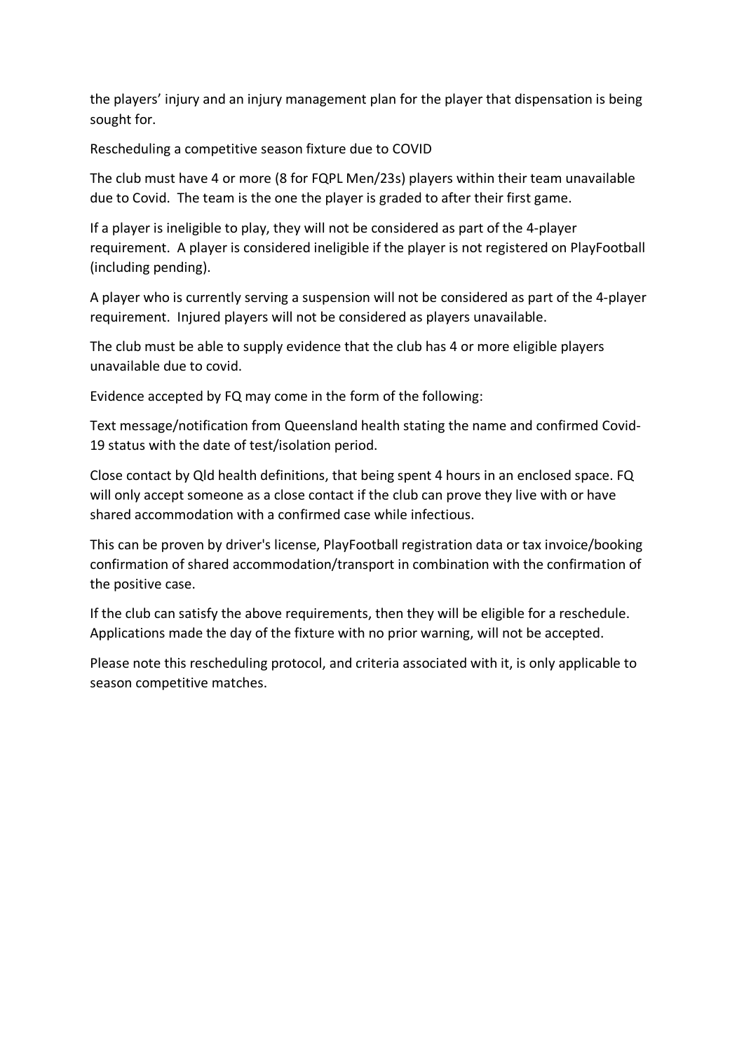the players' injury and an injury management plan for the player that dispensation is being sought for.

Rescheduling a competitive season fixture due to COVID

The club must have 4 or more (8 for FQPL Men/23s) players within their team unavailable due to Covid. The team is the one the player is graded to after their first game.

If a player is ineligible to play, they will not be considered as part of the 4-player requirement. A player is considered ineligible if the player is not registered on PlayFootball (including pending).

A player who is currently serving a suspension will not be considered as part of the 4-player requirement. Injured players will not be considered as players unavailable.

The club must be able to supply evidence that the club has 4 or more eligible players unavailable due to covid.

Evidence accepted by FQ may come in the form of the following:

Text message/notification from Queensland health stating the name and confirmed Covid-19 status with the date of test/isolation period.

Close contact by Qld health definitions, that being spent 4 hours in an enclosed space. FQ will only accept someone as a close contact if the club can prove they live with or have shared accommodation with a confirmed case while infectious.

This can be proven by driver's license, PlayFootball registration data or tax invoice/booking confirmation of shared accommodation/transport in combination with the confirmation of the positive case.

If the club can satisfy the above requirements, then they will be eligible for a reschedule. Applications made the day of the fixture with no prior warning, will not be accepted.

Please note this rescheduling protocol, and criteria associated with it, is only applicable to season competitive matches.